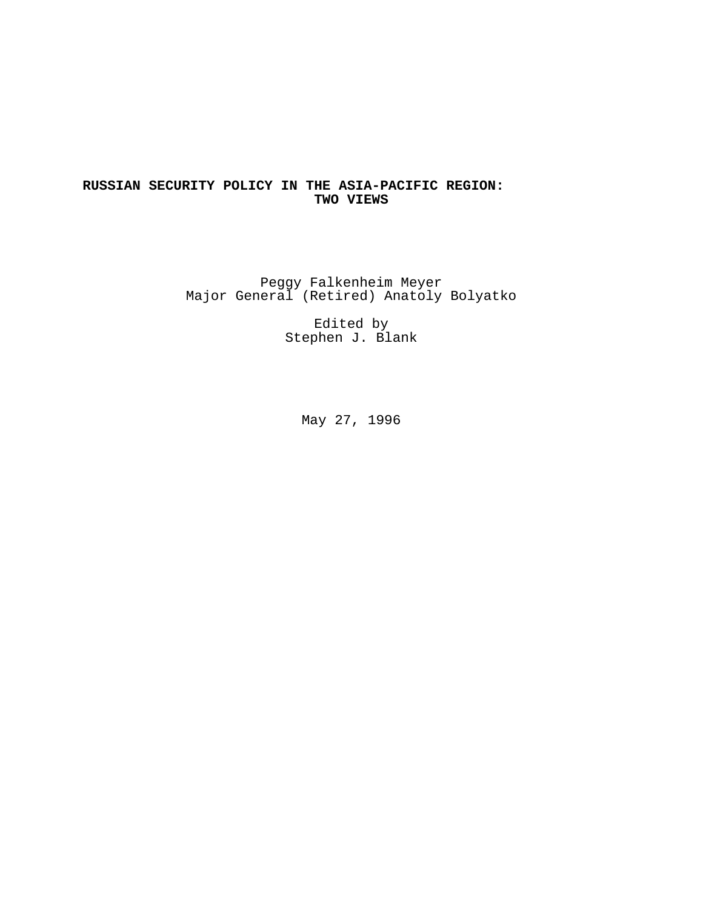# RUSSIAN SECURITY POLICY IN THE ASIA-PACIFIC REGION: TWO VIEWS

Peggy Falkenheim Meyer
Major General (Retired) Anatoly Bolyatko

Edited by
Stephen J. Blank

May 27, 1996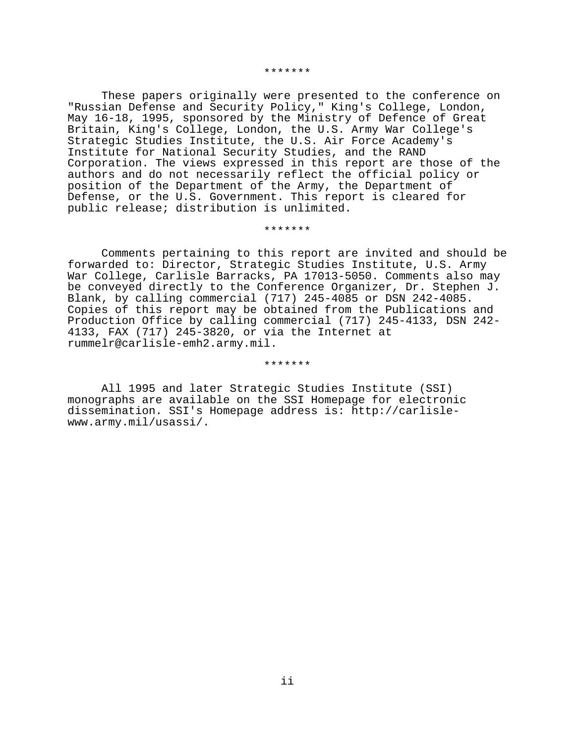*******

These papers originally were presented to the conference on "Russian Defense and Security Policy," King's College, London, May 16-18, 1995, sponsored by the Ministry of Defence of Great Britain, King's College, London, the U.S. Army War College's Strategic Studies Institute, the U.S. Air Force Academy's Institute for National Security Studies, and the RAND Corporation. The views expressed in this report are those of the authors and do not necessarily reflect the official policy or position of the Department of the Army, the Department of Defense, or the U.S. Government. This report is cleared for public release; distribution is unlimited.

*******

Comments pertaining to this report are invited and should be forwarded to: Director, Strategic Studies Institute, U.S. Army War College, Carlisle Barracks, PA 17013-5050. Comments also may be conveyed directly to the Conference Organizer, Dr. Stephen J. Blank, by calling commercial (717) 245-4085 or DSN 242-4085. Copies of this report may be obtained from the Publications and Production Office by calling commercial (717) 245-4133, DSN 242-4133, FAX (717) 245-3820, or via the Internet at rummelr@carlisle-emh2.army.mil.

*******

All 1995 and later Strategic Studies Institute (SSI) monographs are available on the SSI Homepage for electronic dissemination. SSI's Homepage address is: http://carlisle-www.army.mil/usassi/.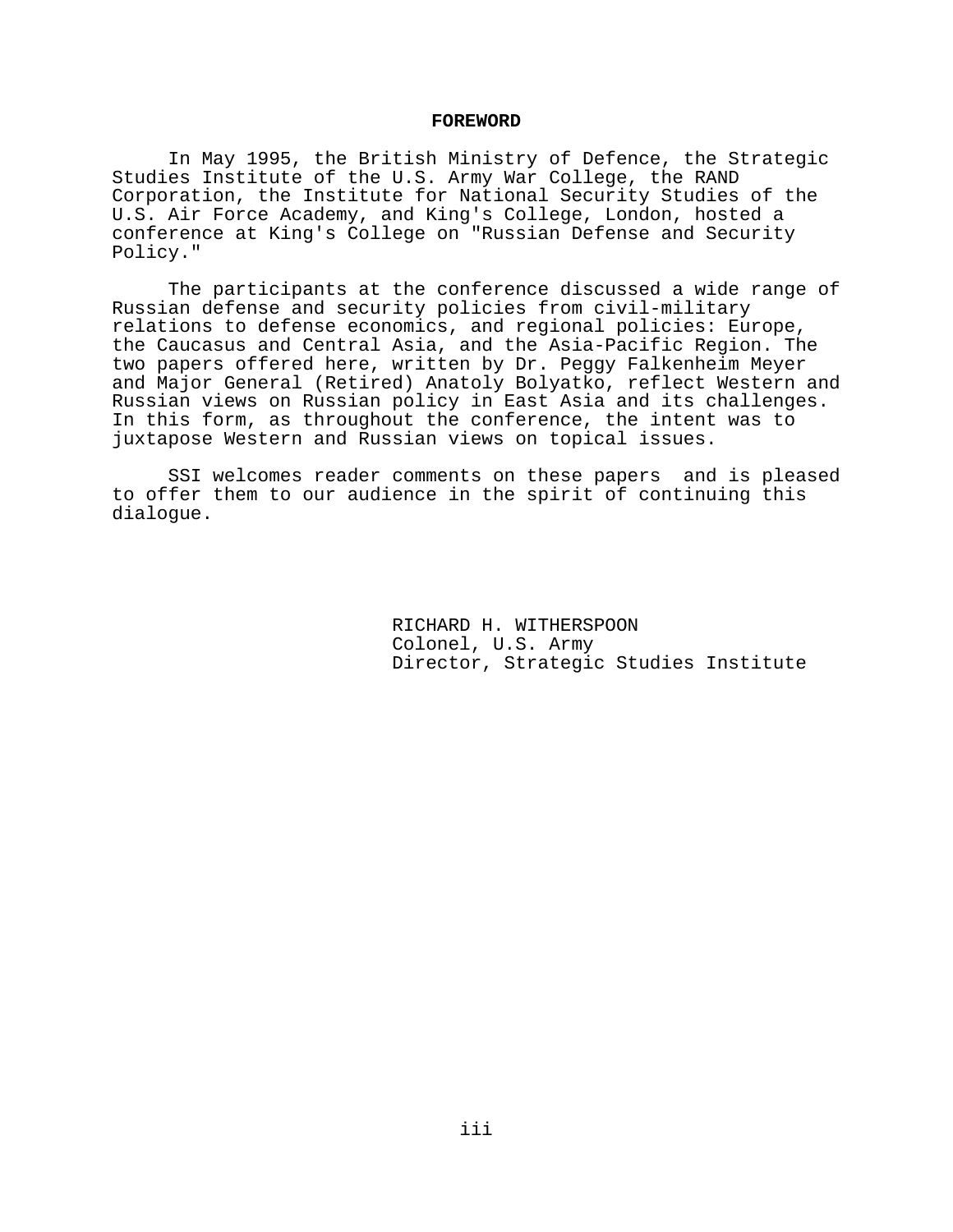## FOREWORD

In May 1995, the British Ministry of Defence, the Strategic Studies Institute of the U.S. Army War College, the RAND Corporation, the Institute for National Security Studies of the U.S. Air Force Academy, and King's College, London, hosted a conference at King's College on "Russian Defense and Security Policy."

The participants at the conference discussed a wide range of Russian defense and security policies from civil-military relations to defense economics, and regional policies: Europe, the Caucasus and Central Asia, and the Asia-Pacific Region. The two papers offered here, written by Dr. Peggy Falkenheim Meyer and Major General (Retired) Anatoly Bolyatko, reflect Western and Russian views on Russian policy in East Asia and its challenges. In this form, as throughout the conference, the intent was to juxtapose Western and Russian views on topical issues.

SSI welcomes reader comments on these papers and is pleased to offer them to our audience in the spirit of continuing this dialogue.

RICHARD H. WITHERSPOON
Colonel, U.S. Army
Director, Strategic Studies Institute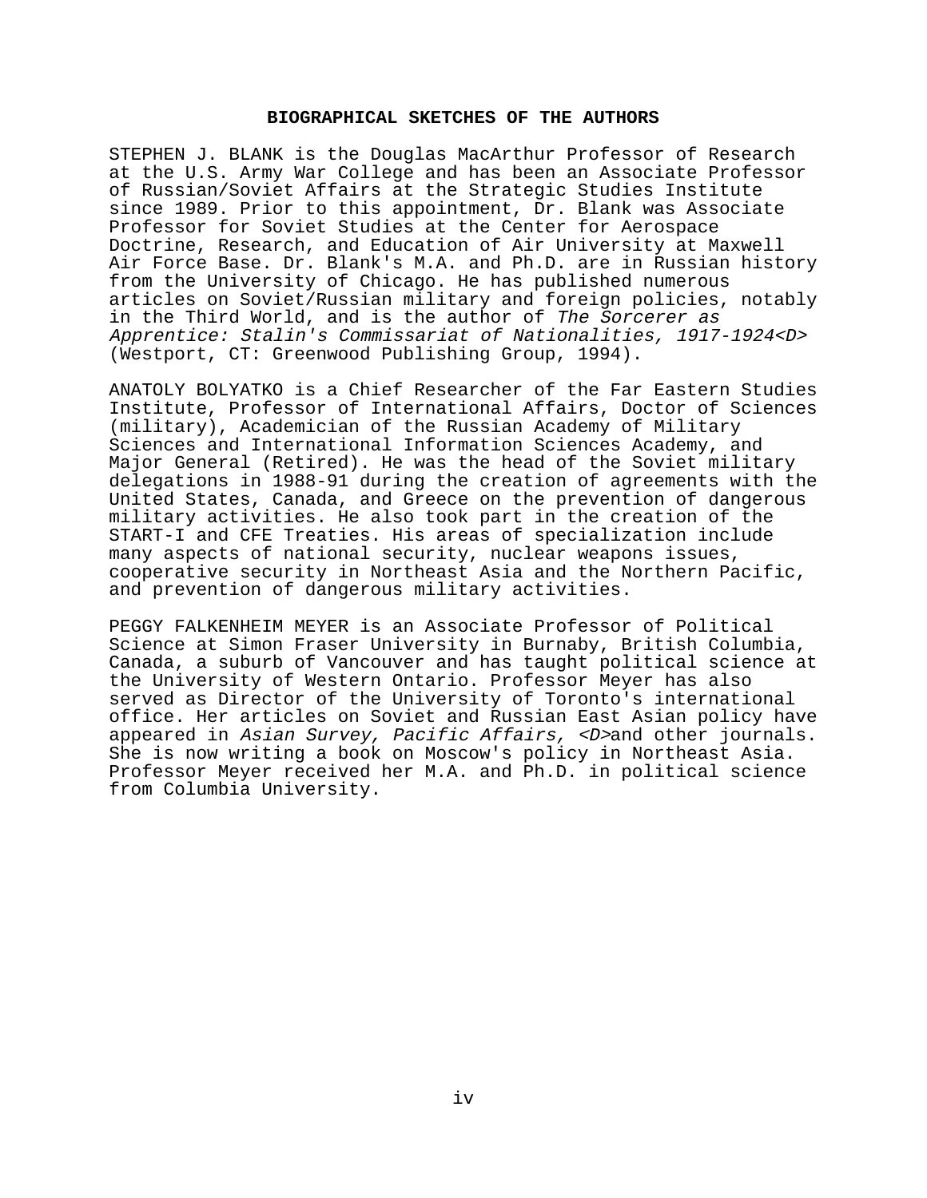## BIOGRAPHICAL SKETCHES OF THE AUTHORS

STEPHEN J. BLANK is the Douglas MacArthur Professor of Research at the U.S. Army War College and has been an Associate Professor of Russian/Soviet Affairs at the Strategic Studies Institute since 1989. Prior to this appointment, Dr. Blank was Associate Professor for Soviet Studies at the Center for Aerospace Doctrine, Research, and Education of Air University at Maxwell Air Force Base. Dr. Blank's M.A. and Ph.D. are in Russian history from the University of Chicago. He has published numerous articles on Soviet/Russian military and foreign policies, notably in the Third World, and is the author of *The Sorcerer as Apprentice: Stalin's Commissariat of Nationalities, 1917-1924<D>* (Westport, CT: Greenwood Publishing Group, 1994).

ANATOLY BOLYATKO is a Chief Researcher of the Far Eastern Studies Institute, Professor of International Affairs, Doctor of Sciences (military), Academician of the Russian Academy of Military Sciences and International Information Sciences Academy, and Major General (Retired). He was the head of the Soviet military delegations in 1988-91 during the creation of agreements with the United States, Canada, and Greece on the prevention of dangerous military activities. He also took part in the creation of the START-I and CFE Treaties. His areas of specialization include many aspects of national security, nuclear weapons issues, cooperative security in Northeast Asia and the Northern Pacific, and prevention of dangerous military activities.

PEGGY FALKENHEIM MEYER is an Associate Professor of Political Science at Simon Fraser University in Burnaby, British Columbia, Canada, a suburb of Vancouver and has taught political science at the University of Western Ontario. Professor Meyer has also served as Director of the University of Toronto's international office. Her articles on Soviet and Russian East Asian policy have appeared in *Asian Survey, Pacific Affairs, <D>*and other journals. She is now writing a book on Moscow's policy in Northeast Asia. Professor Meyer received her M.A. and Ph.D. in political science from Columbia University.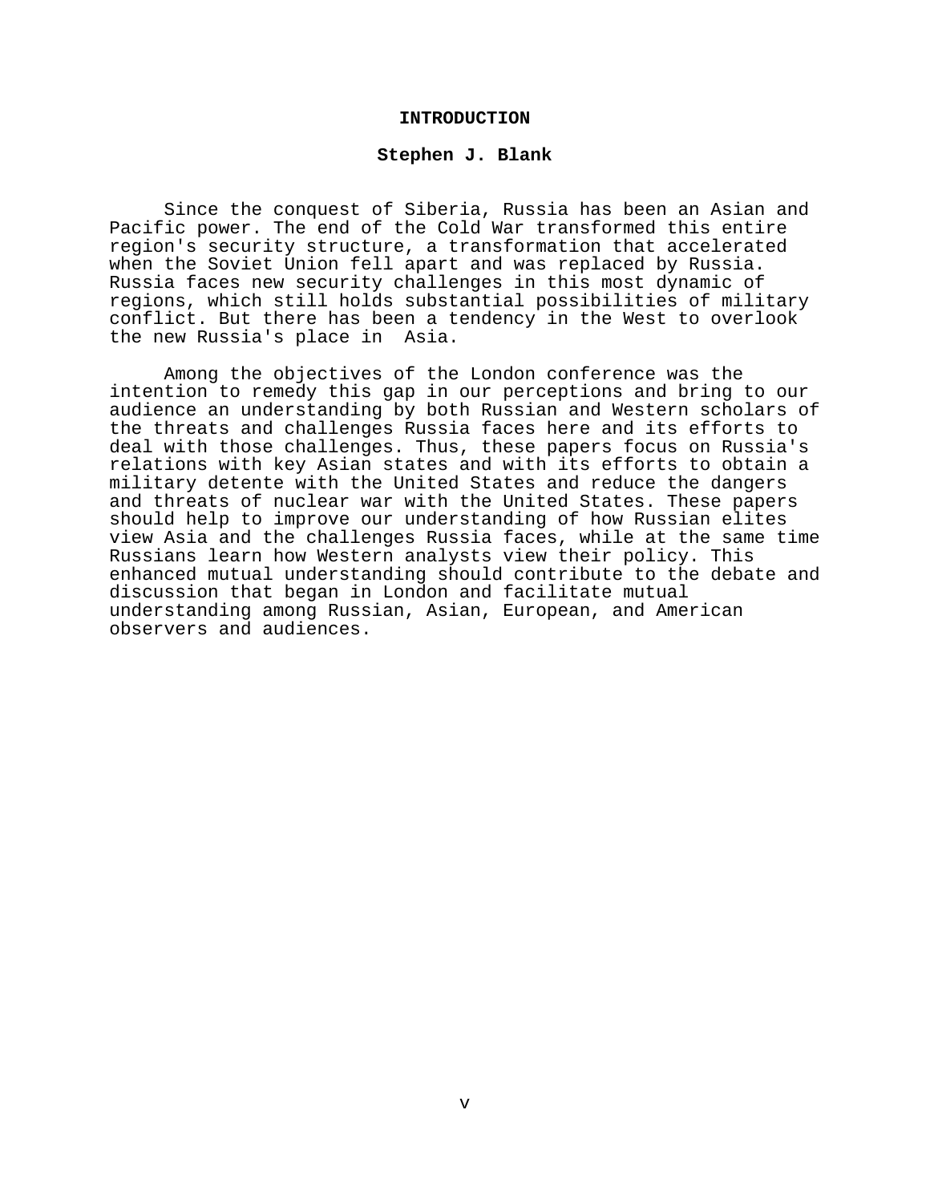# INTRODUCTION

**Stephen J. Blank**

Since the conquest of Siberia, Russia has been an Asian and Pacific power. The end of the Cold War transformed this entire region's security structure, a transformation that accelerated when the Soviet Union fell apart and was replaced by Russia. Russia faces new security challenges in this most dynamic of regions, which still holds substantial possibilities of military conflict. But there has been a tendency in the West to overlook the new Russia's place in Asia.

Among the objectives of the London conference was the intention to remedy this gap in our perceptions and bring to our audience an understanding by both Russian and Western scholars of the threats and challenges Russia faces here and its efforts to deal with those challenges. Thus, these papers focus on Russia's relations with key Asian states and with its efforts to obtain a military detente with the United States and reduce the dangers and threats of nuclear war with the United States. These papers should help to improve our understanding of how Russian elites view Asia and the challenges Russia faces, while at the same time Russians learn how Western analysts view their policy. This enhanced mutual understanding should contribute to the debate and discussion that began in London and facilitate mutual understanding among Russian, Asian, European, and American observers and audiences.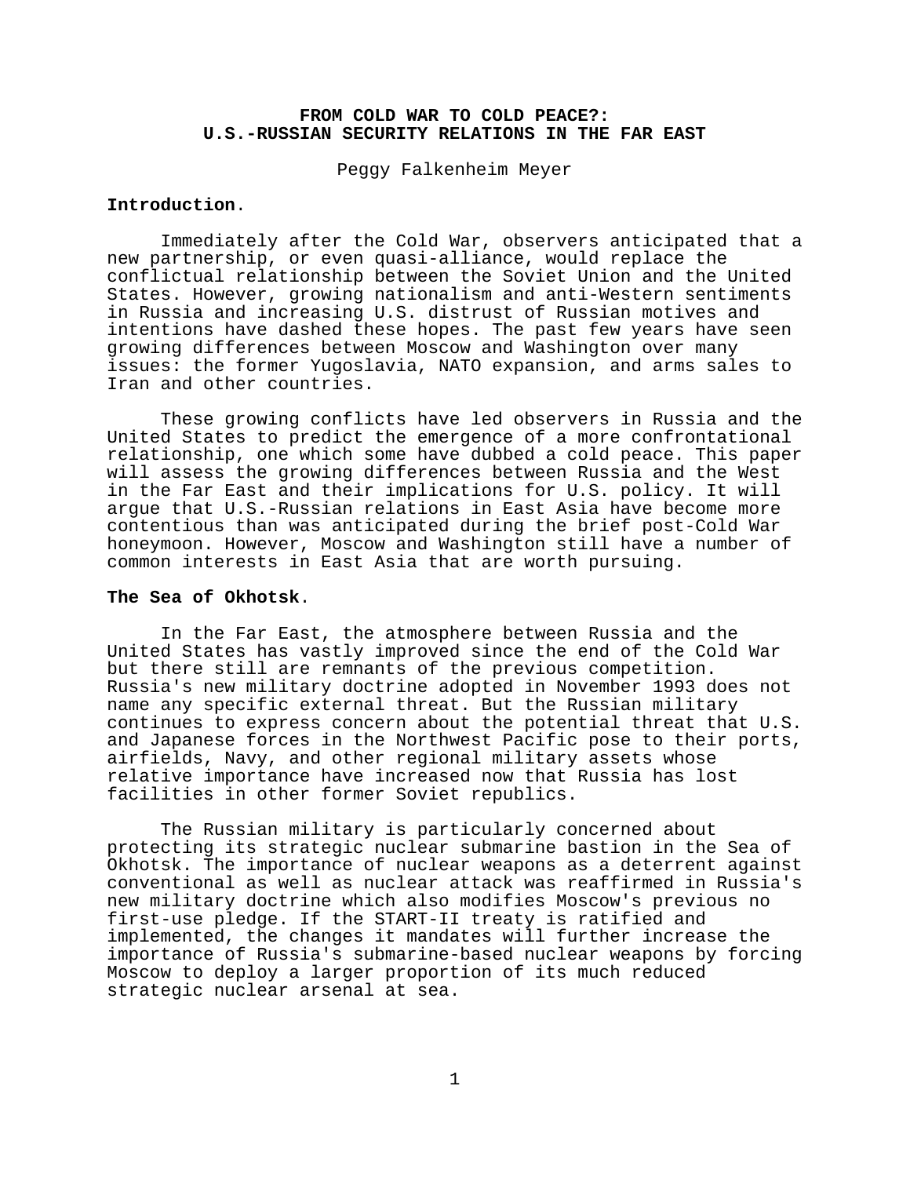# FROM COLD WAR TO COLD PEACE?: U.S.-RUSSIAN SECURITY RELATIONS IN THE FAR EAST

Peggy Falkenheim Meyer

**Introduction**.

Immediately after the Cold War, observers anticipated that a new partnership, or even quasi-alliance, would replace the conflictual relationship between the Soviet Union and the United States. However, growing nationalism and anti-Western sentiments in Russia and increasing U.S. distrust of Russian motives and intentions have dashed these hopes. The past few years have seen growing differences between Moscow and Washington over many issues: the former Yugoslavia, NATO expansion, and arms sales to Iran and other countries.

These growing conflicts have led observers in Russia and the United States to predict the emergence of a more confrontational relationship, one which some have dubbed a cold peace. This paper will assess the growing differences between Russia and the West in the Far East and their implications for U.S. policy. It will argue that U.S.-Russian relations in East Asia have become more contentious than was anticipated during the brief post-Cold War honeymoon. However, Moscow and Washington still have a number of common interests in East Asia that are worth pursuing.

**The Sea of Okhotsk**.

In the Far East, the atmosphere between Russia and the United States has vastly improved since the end of the Cold War but there still are remnants of the previous competition. Russia's new military doctrine adopted in November 1993 does not name any specific external threat. But the Russian military continues to express concern about the potential threat that U.S. and Japanese forces in the Northwest Pacific pose to their ports, airfields, Navy, and other regional military assets whose relative importance have increased now that Russia has lost facilities in other former Soviet republics.

The Russian military is particularly concerned about protecting its strategic nuclear submarine bastion in the Sea of Okhotsk. The importance of nuclear weapons as a deterrent against conventional as well as nuclear attack was reaffirmed in Russia's new military doctrine which also modifies Moscow's previous no first-use pledge. If the START-II treaty is ratified and implemented, the changes it mandates will further increase the importance of Russia's submarine-based nuclear weapons by forcing Moscow to deploy a larger proportion of its much reduced strategic nuclear arsenal at sea.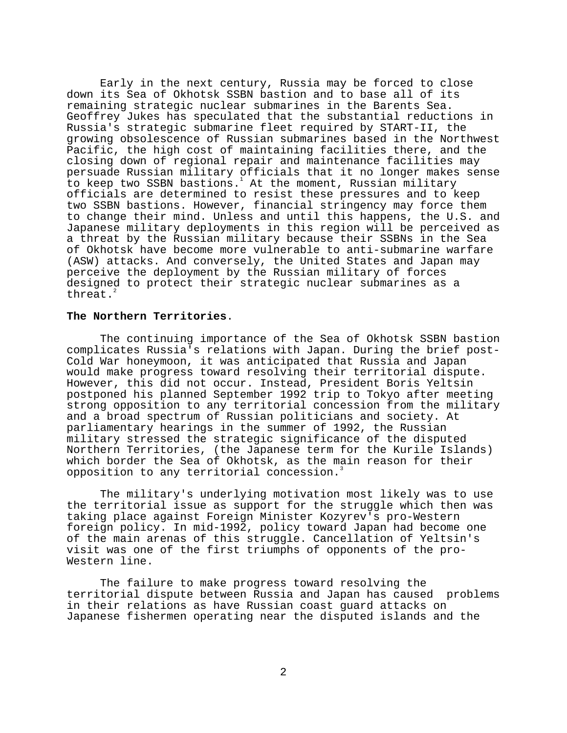Early in the next century, Russia may be forced to close down its Sea of Okhotsk SSBN bastion and to base all of its remaining strategic nuclear submarines in the Barents Sea. Geoffrey Jukes has speculated that the substantial reductions in Russia's strategic submarine fleet required by START-II, the growing obsolescence of Russian submarines based in the Northwest Pacific, the high cost of maintaining facilities there, and the closing down of regional repair and maintenance facilities may persuade Russian military officials that it no longer makes sense to keep two SSBN bastions.[1] At the moment, Russian military officials are determined to resist these pressures and to keep two SSBN bastions. However, financial stringency may force them to change their mind. Unless and until this happens, the U.S. and Japanese military deployments in this region will be perceived as a threat by the Russian military because their SSBNs in the Sea of Okhotsk have become more vulnerable to anti-submarine warfare (ASW) attacks. And conversely, the United States and Japan may perceive the deployment by the Russian military of forces designed to protect their strategic nuclear submarines as a threat.[2]

**The Northern Territories**.

The continuing importance of the Sea of Okhotsk SSBN bastion complicates Russia's relations with Japan. During the brief post-Cold War honeymoon, it was anticipated that Russia and Japan would make progress toward resolving their territorial dispute. However, this did not occur. Instead, President Boris Yeltsin postponed his planned September 1992 trip to Tokyo after meeting strong opposition to any territorial concession from the military and a broad spectrum of Russian politicians and society. At parliamentary hearings in the summer of 1992, the Russian military stressed the strategic significance of the disputed Northern Territories, (the Japanese term for the Kurile Islands) which border the Sea of Okhotsk, as the main reason for their opposition to any territorial concession.[3]

The military's underlying motivation most likely was to use the territorial issue as support for the struggle which then was taking place against Foreign Minister Kozyrev's pro-Western foreign policy. In mid-1992, policy toward Japan had become one of the main arenas of this struggle. Cancellation of Yeltsin's visit was one of the first triumphs of opponents of the pro-Western line.

The failure to make progress toward resolving the territorial dispute between Russia and Japan has caused problems in their relations as have Russian coast guard attacks on Japanese fishermen operating near the disputed islands and the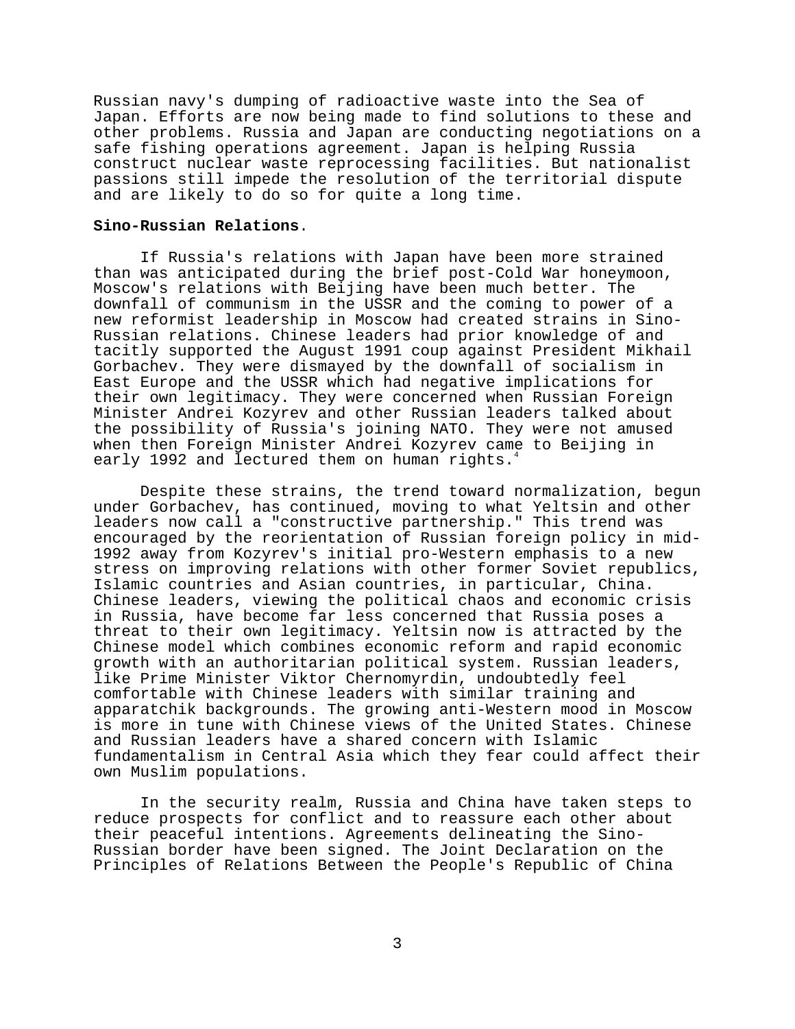Russian navy's dumping of radioactive waste into the Sea of Japan. Efforts are now being made to find solutions to these and other problems. Russia and Japan are conducting negotiations on a safe fishing operations agreement. Japan is helping Russia construct nuclear waste reprocessing facilities. But nationalist passions still impede the resolution of the territorial dispute and are likely to do so for quite a long time.

**Sino-Russian Relations**.

If Russia's relations with Japan have been more strained than was anticipated during the brief post-Cold War honeymoon, Moscow's relations with Beijing have been much better. The downfall of communism in the USSR and the coming to power of a new reformist leadership in Moscow had created strains in Sino-Russian relations. Chinese leaders had prior knowledge of and tacitly supported the August 1991 coup against President Mikhail Gorbachev. They were dismayed by the downfall of socialism in East Europe and the USSR which had negative implications for their own legitimacy. They were concerned when Russian Foreign Minister Andrei Kozyrev and other Russian leaders talked about the possibility of Russia's joining NATO. They were not amused when then Foreign Minister Andrei Kozyrev came to Beijing in early 1992 and lectured them on human rights.[4]

Despite these strains, the trend toward normalization, begun under Gorbachev, has continued, moving to what Yeltsin and other leaders now call a "constructive partnership." This trend was encouraged by the reorientation of Russian foreign policy in mid-1992 away from Kozyrev's initial pro-Western emphasis to a new stress on improving relations with other former Soviet republics, Islamic countries and Asian countries, in particular, China. Chinese leaders, viewing the political chaos and economic crisis in Russia, have become far less concerned that Russia poses a threat to their own legitimacy. Yeltsin now is attracted by the Chinese model which combines economic reform and rapid economic growth with an authoritarian political system. Russian leaders, like Prime Minister Viktor Chernomyrdin, undoubtedly feel comfortable with Chinese leaders with similar training and apparatchik backgrounds. The growing anti-Western mood in Moscow is more in tune with Chinese views of the United States. Chinese and Russian leaders have a shared concern with Islamic fundamentalism in Central Asia which they fear could affect their own Muslim populations.

In the security realm, Russia and China have taken steps to reduce prospects for conflict and to reassure each other about their peaceful intentions. Agreements delineating the Sino-Russian border have been signed. The Joint Declaration on the Principles of Relations Between the People's Republic of China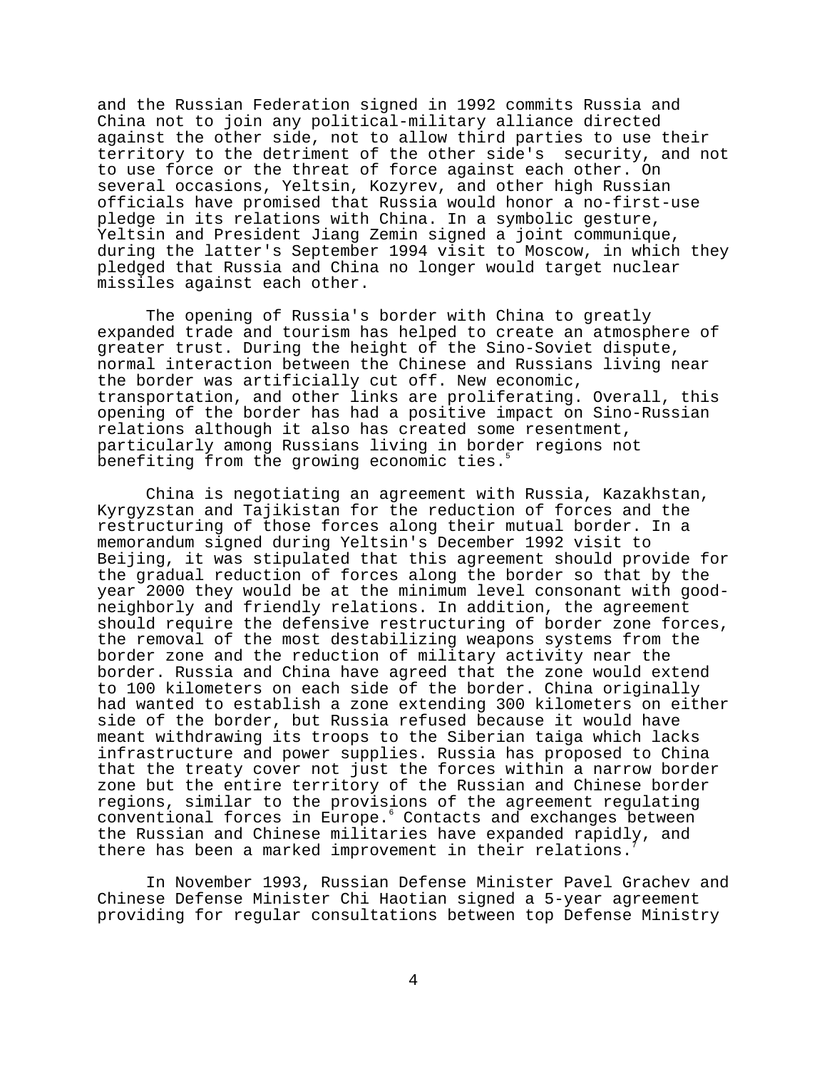and the Russian Federation signed in 1992 commits Russia and China not to join any political-military alliance directed against the other side, not to allow third parties to use their territory to the detriment of the other side's security, and not to use force or the threat of force against each other. On several occasions, Yeltsin, Kozyrev, and other high Russian officials have promised that Russia would honor a no-first-use pledge in its relations with China. In a symbolic gesture, Yeltsin and President Jiang Zemin signed a joint communique, during the latter's September 1994 visit to Moscow, in which they pledged that Russia and China no longer would target nuclear missiles against each other.

The opening of Russia's border with China to greatly expanded trade and tourism has helped to create an atmosphere of greater trust. During the height of the Sino-Soviet dispute, normal interaction between the Chinese and Russians living near the border was artificially cut off. New economic, transportation, and other links are proliferating. Overall, this opening of the border has had a positive impact on Sino-Russian relations although it also has created some resentment, particularly among Russians living in border regions not benefiting from the growing economic ties.[5]

China is negotiating an agreement with Russia, Kazakhstan, Kyrgyzstan and Tajikistan for the reduction of forces and the restructuring of those forces along their mutual border. In a memorandum signed during Yeltsin's December 1992 visit to Beijing, it was stipulated that this agreement should provide for the gradual reduction of forces along the border so that by the year 2000 they would be at the minimum level consonant with good-neighborly and friendly relations. In addition, the agreement should require the defensive restructuring of border zone forces, the removal of the most destabilizing weapons systems from the border zone and the reduction of military activity near the border. Russia and China have agreed that the zone would extend to 100 kilometers on each side of the border. China originally had wanted to establish a zone extending 300 kilometers on either side of the border, but Russia refused because it would have meant withdrawing its troops to the Siberian taiga which lacks infrastructure and power supplies. Russia has proposed to China that the treaty cover not just the forces within a narrow border zone but the entire territory of the Russian and Chinese border regions, similar to the provisions of the agreement regulating conventional forces in Europe.[6] Contacts and exchanges between the Russian and Chinese militaries have expanded rapidly, and there has been a marked improvement in their relations.[7]

In November 1993, Russian Defense Minister Pavel Grachev and Chinese Defense Minister Chi Haotian signed a 5-year agreement providing for regular consultations between top Defense Ministry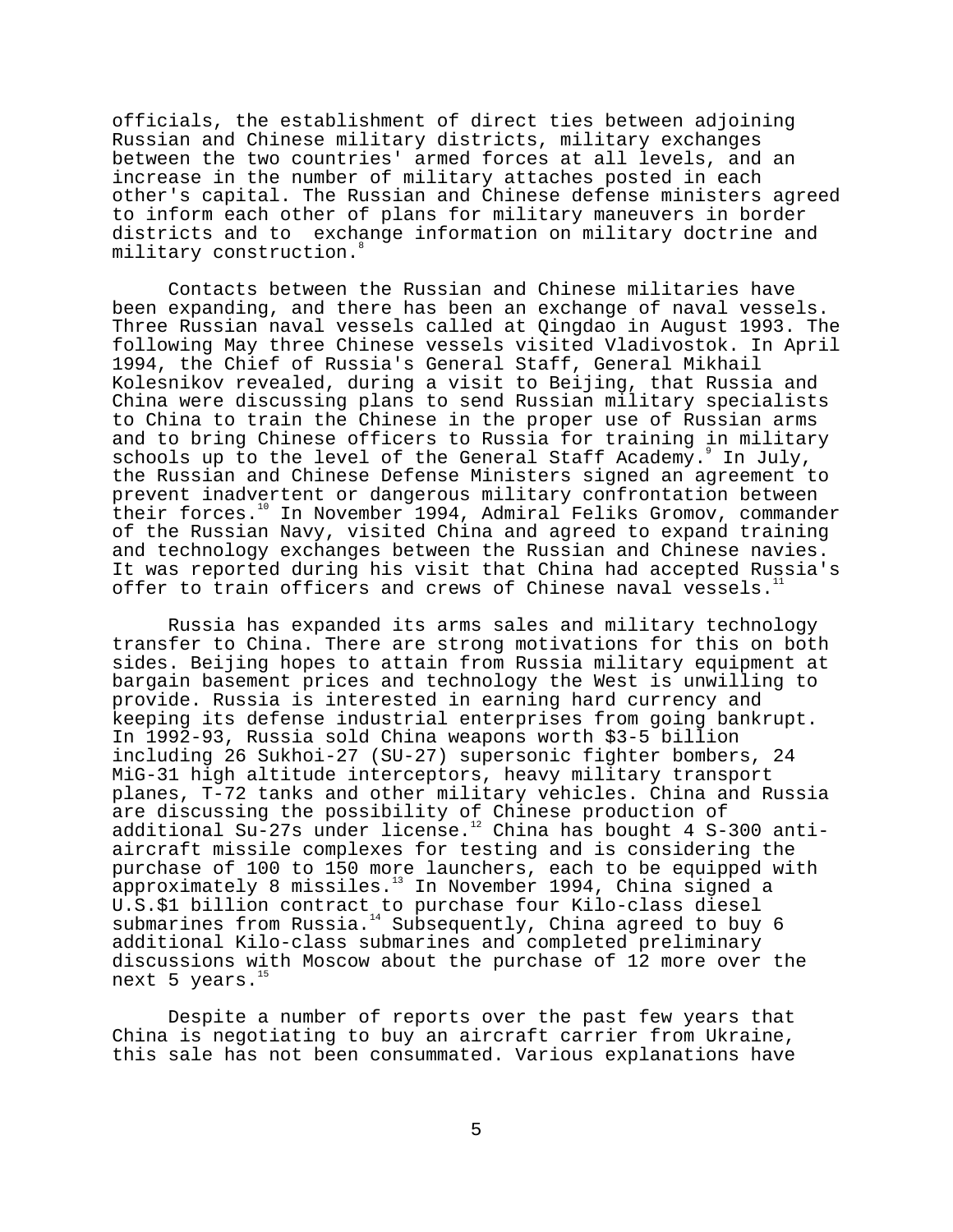officials, the establishment of direct ties between adjoining Russian and Chinese military districts, military exchanges between the two countries' armed forces at all levels, and an increase in the number of military attaches posted in each other's capital. The Russian and Chinese defense ministers agreed to inform each other of plans for military maneuvers in border districts and to exchange information on military doctrine and military construction.[8]

Contacts between the Russian and Chinese militaries have been expanding, and there has been an exchange of naval vessels. Three Russian naval vessels called at Qingdao in August 1993. The following May three Chinese vessels visited Vladivostok. In April 1994, the Chief of Russia's General Staff, General Mikhail Kolesnikov revealed, during a visit to Beijing, that Russia and China were discussing plans to send Russian military specialists to China to train the Chinese in the proper use of Russian arms and to bring Chinese officers to Russia for training in military schools up to the level of the General Staff Academy.[9] In July, the Russian and Chinese Defense Ministers signed an agreement to prevent inadvertent or dangerous military confrontation between their forces.[10] In November 1994, Admiral Feliks Gromov, commander of the Russian Navy, visited China and agreed to expand training and technology exchanges between the Russian and Chinese navies. It was reported during his visit that China had accepted Russia's offer to train officers and crews of Chinese naval vessels.[11]

Russia has expanded its arms sales and military technology transfer to China. There are strong motivations for this on both sides. Beijing hopes to attain from Russia military equipment at bargain basement prices and technology the West is unwilling to provide. Russia is interested in earning hard currency and keeping its defense industrial enterprises from going bankrupt. In 1992-93, Russia sold China weapons worth $3-5 billion including 26 Sukhoi-27 (SU-27) supersonic fighter bombers, 24 MiG-31 high altitude interceptors, heavy military transport planes, T-72 tanks and other military vehicles. China and Russia are discussing the possibility of Chinese production of additional Su-27s under license.[12] China has bought 4 S-300 anti-aircraft missile complexes for testing and is considering the purchase of 100 to 150 more launchers, each to be equipped with approximately 8 missiles.[13] In November 1994, China signed a U.S.$1 billion contract to purchase four Kilo-class diesel submarines from Russia.[14] Subsequently, China agreed to buy 6 additional Kilo-class submarines and completed preliminary discussions with Moscow about the purchase of 12 more over the next 5 years.[15]

Despite a number of reports over the past few years that China is negotiating to buy an aircraft carrier from Ukraine, this sale has not been consummated. Various explanations have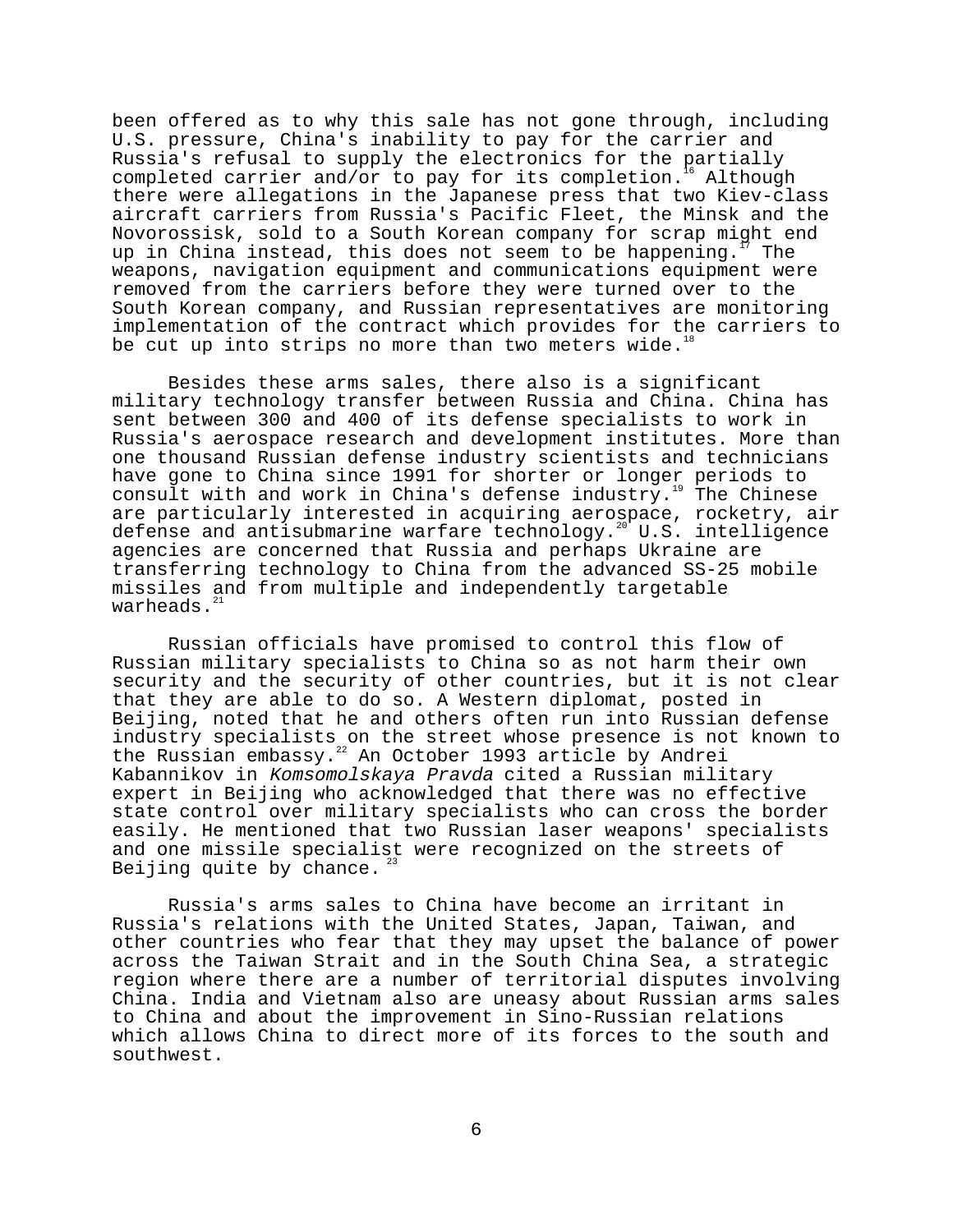been offered as to why this sale has not gone through, including U.S. pressure, China's inability to pay for the carrier and Russia's refusal to supply the electronics for the partially completed carrier and/or to pay for its completion.[16] Although there were allegations in the Japanese press that two Kiev-class aircraft carriers from Russia's Pacific Fleet, the Minsk and the Novorossisk, sold to a South Korean company for scrap might end up in China instead, this does not seem to be happening.[17] The weapons, navigation equipment and communications equipment were removed from the carriers before they were turned over to the South Korean company, and Russian representatives are monitoring implementation of the contract which provides for the carriers to be cut up into strips no more than two meters wide.[18]

Besides these arms sales, there also is a significant military technology transfer between Russia and China. China has sent between 300 and 400 of its defense specialists to work in Russia's aerospace research and development institutes. More than one thousand Russian defense industry scientists and technicians have gone to China since 1991 for shorter or longer periods to consult with and work in China's defense industry.[19] The Chinese are particularly interested in acquiring aerospace, rocketry, air defense and antisubmarine warfare technology.[20] U.S. intelligence agencies are concerned that Russia and perhaps Ukraine are transferring technology to China from the advanced SS-25 mobile missiles and from multiple and independently targetable warheads.[21]

Russian officials have promised to control this flow of Russian military specialists to China so as not harm their own security and the security of other countries, but it is not clear that they are able to do so. A Western diplomat, posted in Beijing, noted that he and others often run into Russian defense industry specialists on the street whose presence is not known to the Russian embassy.[22] An October 1993 article by Andrei Kabannikov in *Komsomolskaya Pravda* cited a Russian military expert in Beijing who acknowledged that there was no effective state control over military specialists who can cross the border easily. He mentioned that two Russian laser weapons' specialists and one missile specialist were recognized on the streets of Beijing quite by chance.[23]

Russia's arms sales to China have become an irritant in Russia's relations with the United States, Japan, Taiwan, and other countries who fear that they may upset the balance of power across the Taiwan Strait and in the South China Sea, a strategic region where there are a number of territorial disputes involving China. India and Vietnam also are uneasy about Russian arms sales to China and about the improvement in Sino-Russian relations which allows China to direct more of its forces to the south and southwest.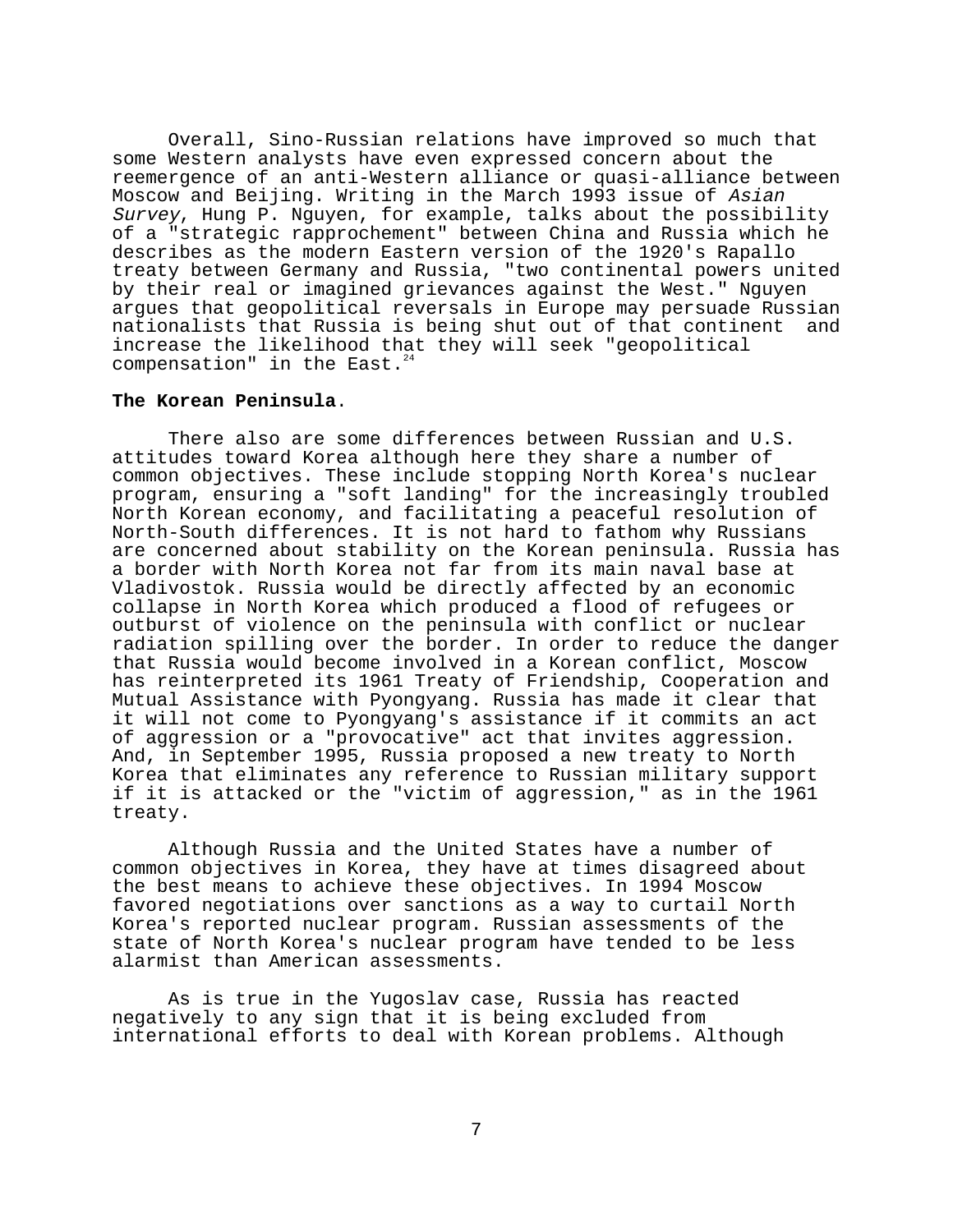Overall, Sino-Russian relations have improved so much that some Western analysts have even expressed concern about the reemergence of an anti-Western alliance or quasi-alliance between Moscow and Beijing. Writing in the March 1993 issue of *Asian Survey*, Hung P. Nguyen, for example, talks about the possibility of a "strategic rapprochement" between China and Russia which he describes as the modern Eastern version of the 1920's Rapallo treaty between Germany and Russia, "two continental powers united by their real or imagined grievances against the West." Nguyen argues that geopolitical reversals in Europe may persuade Russian nationalists that Russia is being shut out of that continent and increase the likelihood that they will seek "geopolitical compensation" in the East.[24]

**The Korean Peninsula**.

There also are some differences between Russian and U.S. attitudes toward Korea although here they share a number of common objectives. These include stopping North Korea's nuclear program, ensuring a "soft landing" for the increasingly troubled North Korean economy, and facilitating a peaceful resolution of North-South differences. It is not hard to fathom why Russians are concerned about stability on the Korean peninsula. Russia has a border with North Korea not far from its main naval base at Vladivostok. Russia would be directly affected by an economic collapse in North Korea which produced a flood of refugees or outburst of violence on the peninsula with conflict or nuclear radiation spilling over the border. In order to reduce the danger that Russia would become involved in a Korean conflict, Moscow has reinterpreted its 1961 Treaty of Friendship, Cooperation and Mutual Assistance with Pyongyang. Russia has made it clear that it will not come to Pyongyang's assistance if it commits an act of aggression or a "provocative" act that invites aggression. And, in September 1995, Russia proposed a new treaty to North Korea that eliminates any reference to Russian military support if it is attacked or the "victim of aggression," as in the 1961 treaty.

Although Russia and the United States have a number of common objectives in Korea, they have at times disagreed about the best means to achieve these objectives. In 1994 Moscow favored negotiations over sanctions as a way to curtail North Korea's reported nuclear program. Russian assessments of the state of North Korea's nuclear program have tended to be less alarmist than American assessments.

As is true in the Yugoslav case, Russia has reacted negatively to any sign that it is being excluded from international efforts to deal with Korean problems. Although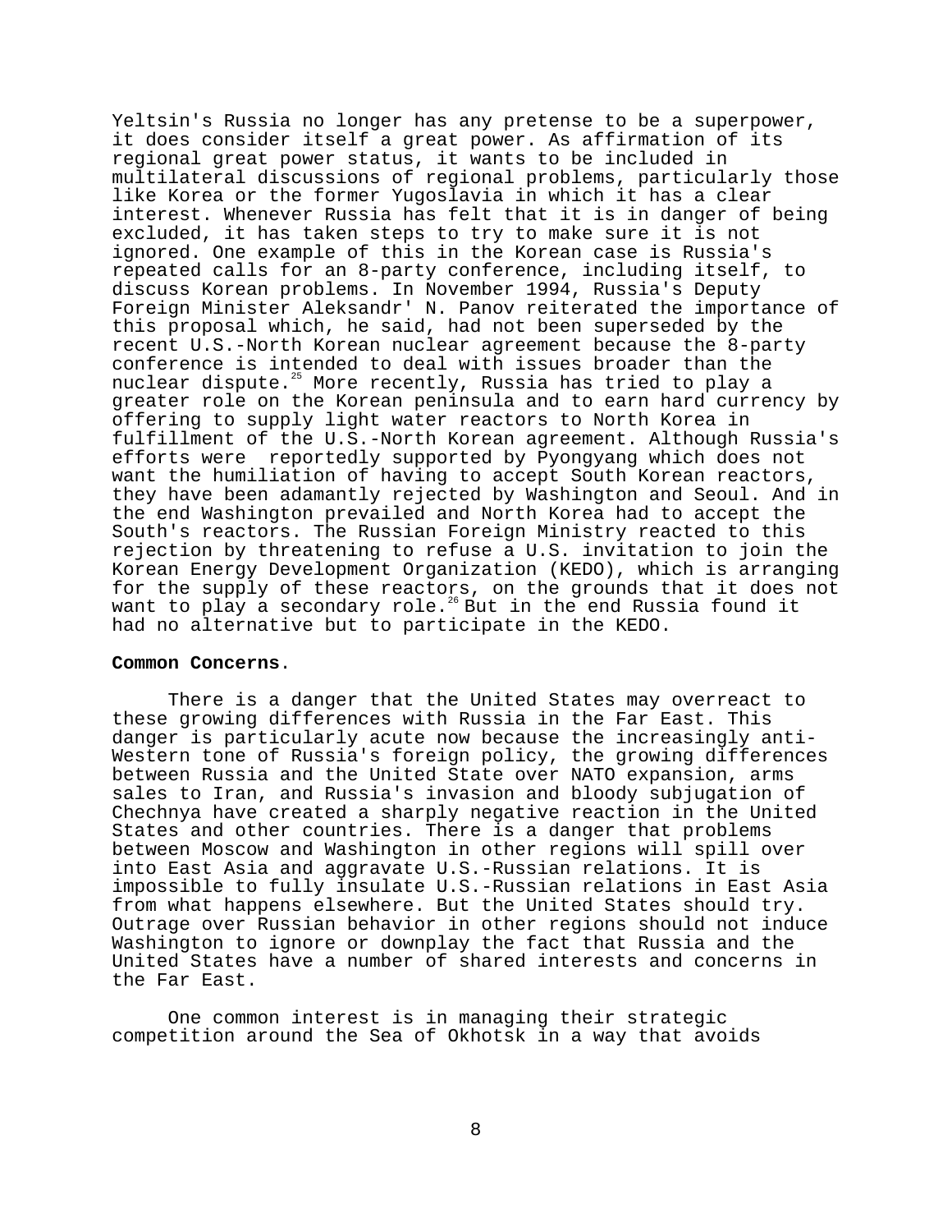Yeltsin's Russia no longer has any pretense to be a superpower, it does consider itself a great power. As affirmation of its regional great power status, it wants to be included in multilateral discussions of regional problems, particularly those like Korea or the former Yugoslavia in which it has a clear interest. Whenever Russia has felt that it is in danger of being excluded, it has taken steps to try to make sure it is not ignored. One example of this in the Korean case is Russia's repeated calls for an 8-party conference, including itself, to discuss Korean problems. In November 1994, Russia's Deputy Foreign Minister Aleksandr' N. Panov reiterated the importance of this proposal which, he said, had not been superseded by the recent U.S.-North Korean nuclear agreement because the 8-party conference is intended to deal with issues broader than the nuclear dispute.[25] More recently, Russia has tried to play a greater role on the Korean peninsula and to earn hard currency by offering to supply light water reactors to North Korea in fulfillment of the U.S.-North Korean agreement. Although Russia's efforts were reportedly supported by Pyongyang which does not want the humiliation of having to accept South Korean reactors, they have been adamantly rejected by Washington and Seoul. And in the end Washington prevailed and North Korea had to accept the South's reactors. The Russian Foreign Ministry reacted to this rejection by threatening to refuse a U.S. invitation to join the Korean Energy Development Organization (KEDO), which is arranging for the supply of these reactors, on the grounds that it does not want to play a secondary role.[26] But in the end Russia found it had no alternative but to participate in the KEDO.

**Common Concerns**.

There is a danger that the United States may overreact to these growing differences with Russia in the Far East. This danger is particularly acute now because the increasingly anti-Western tone of Russia's foreign policy, the growing differences between Russia and the United State over NATO expansion, arms sales to Iran, and Russia's invasion and bloody subjugation of Chechnya have created a sharply negative reaction in the United States and other countries. There is a danger that problems between Moscow and Washington in other regions will spill over into East Asia and aggravate U.S.-Russian relations. It is impossible to fully insulate U.S.-Russian relations in East Asia from what happens elsewhere. But the United States should try. Outrage over Russian behavior in other regions should not induce Washington to ignore or downplay the fact that Russia and the United States have a number of shared interests and concerns in the Far East.

One common interest is in managing their strategic competition around the Sea of Okhotsk in a way that avoids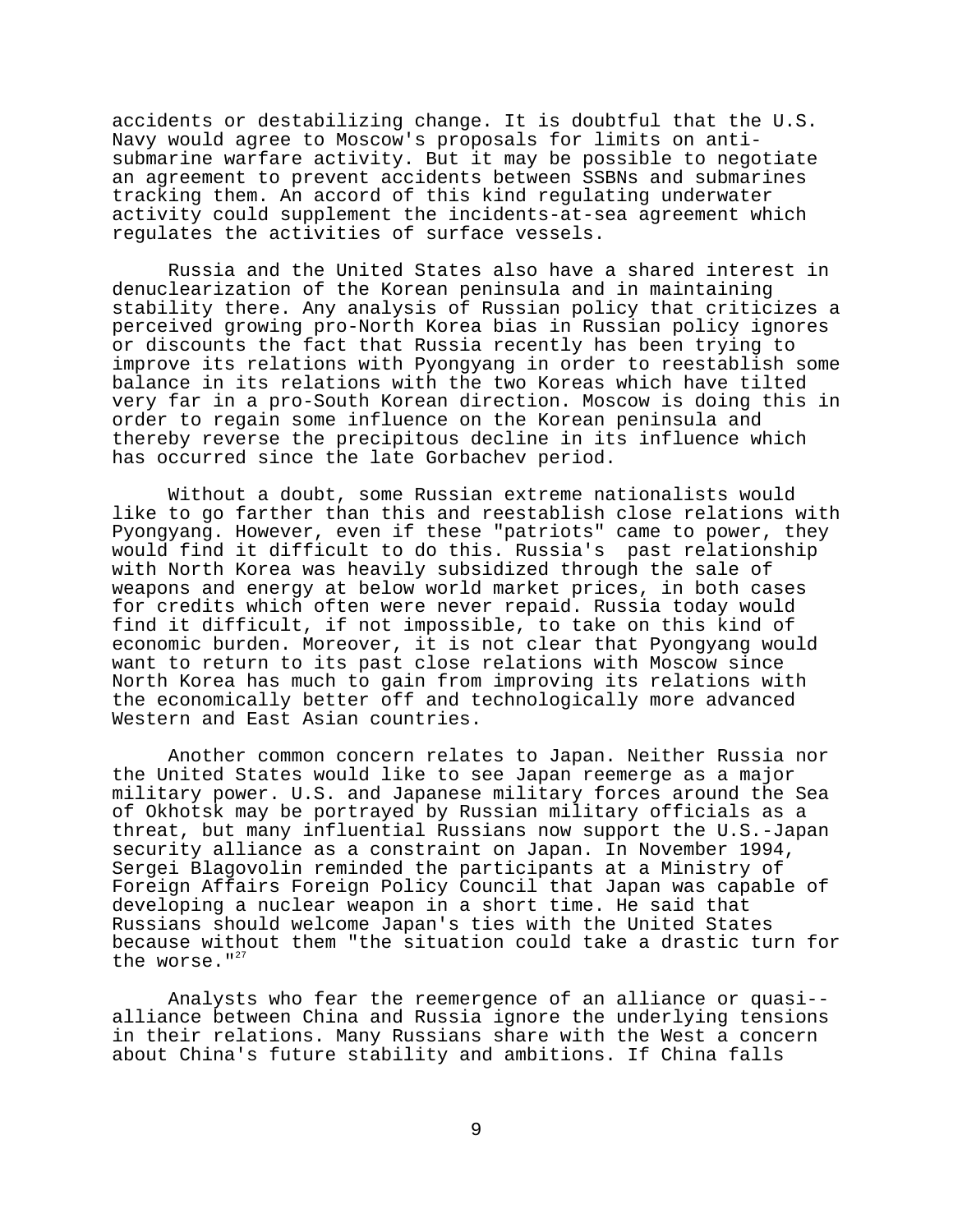accidents or destabilizing change. It is doubtful that the U.S. Navy would agree to Moscow's proposals for limits on anti-submarine warfare activity. But it may be possible to negotiate an agreement to prevent accidents between SSBNs and submarines tracking them. An accord of this kind regulating underwater activity could supplement the incidents-at-sea agreement which regulates the activities of surface vessels.

Russia and the United States also have a shared interest in denuclearization of the Korean peninsula and in maintaining stability there. Any analysis of Russian policy that criticizes a perceived growing pro-North Korea bias in Russian policy ignores or discounts the fact that Russia recently has been trying to improve its relations with Pyongyang in order to reestablish some balance in its relations with the two Koreas which have tilted very far in a pro-South Korean direction. Moscow is doing this in order to regain some influence on the Korean peninsula and thereby reverse the precipitous decline in its influence which has occurred since the late Gorbachev period.

Without a doubt, some Russian extreme nationalists would like to go farther than this and reestablish close relations with Pyongyang. However, even if these "patriots" came to power, they would find it difficult to do this. Russia's past relationship with North Korea was heavily subsidized through the sale of weapons and energy at below world market prices, in both cases for credits which often were never repaid. Russia today would find it difficult, if not impossible, to take on this kind of economic burden. Moreover, it is not clear that Pyongyang would want to return to its past close relations with Moscow since North Korea has much to gain from improving its relations with the economically better off and technologically more advanced Western and East Asian countries.

Another common concern relates to Japan. Neither Russia nor the United States would like to see Japan reemerge as a major military power. U.S. and Japanese military forces around the Sea of Okhotsk may be portrayed by Russian military officials as a threat, but many influential Russians now support the U.S.-Japan security alliance as a constraint on Japan. In November 1994, Sergei Blagovolin reminded the participants at a Ministry of Foreign Affairs Foreign Policy Council that Japan was capable of developing a nuclear weapon in a short time. He said that Russians should welcome Japan's ties with the United States because without them "the situation could take a drastic turn for the worse."[27]

Analysts who fear the reemergence of an alliance or quasi--alliance between China and Russia ignore the underlying tensions in their relations. Many Russians share with the West a concern about China's future stability and ambitions. If China falls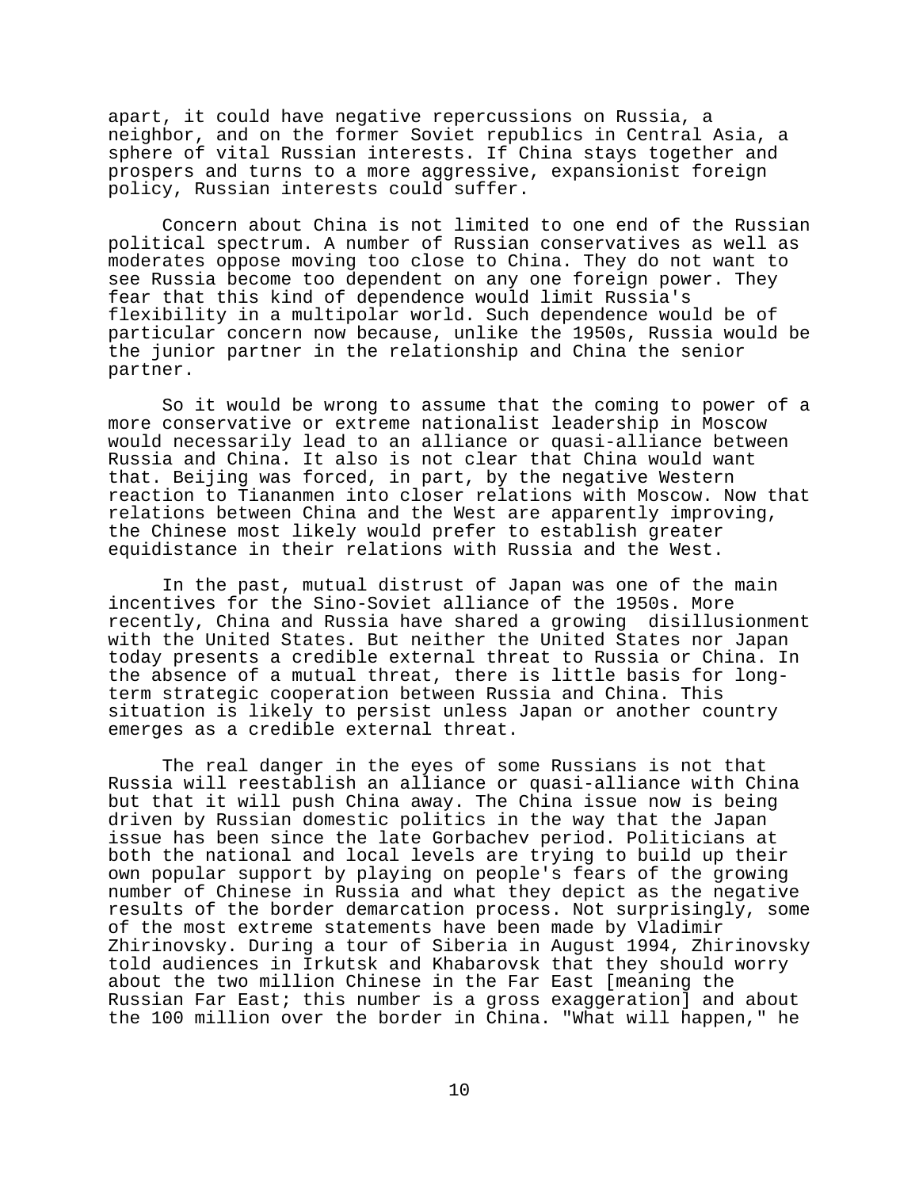apart, it could have negative repercussions on Russia, a neighbor, and on the former Soviet republics in Central Asia, a sphere of vital Russian interests. If China stays together and prospers and turns to a more aggressive, expansionist foreign policy, Russian interests could suffer.

Concern about China is not limited to one end of the Russian political spectrum. A number of Russian conservatives as well as moderates oppose moving too close to China. They do not want to see Russia become too dependent on any one foreign power. They fear that this kind of dependence would limit Russia's flexibility in a multipolar world. Such dependence would be of particular concern now because, unlike the 1950s, Russia would be the junior partner in the relationship and China the senior partner.

So it would be wrong to assume that the coming to power of a more conservative or extreme nationalist leadership in Moscow would necessarily lead to an alliance or quasi-alliance between Russia and China. It also is not clear that China would want that. Beijing was forced, in part, by the negative Western reaction to Tiananmen into closer relations with Moscow. Now that relations between China and the West are apparently improving, the Chinese most likely would prefer to establish greater equidistance in their relations with Russia and the West.

In the past, mutual distrust of Japan was one of the main incentives for the Sino-Soviet alliance of the 1950s. More recently, China and Russia have shared a growing disillusionment with the United States. But neither the United States nor Japan today presents a credible external threat to Russia or China. In the absence of a mutual threat, there is little basis for long-term strategic cooperation between Russia and China. This situation is likely to persist unless Japan or another country emerges as a credible external threat.

The real danger in the eyes of some Russians is not that Russia will reestablish an alliance or quasi-alliance with China but that it will push China away. The China issue now is being driven by Russian domestic politics in the way that the Japan issue has been since the late Gorbachev period. Politicians at both the national and local levels are trying to build up their own popular support by playing on people's fears of the growing number of Chinese in Russia and what they depict as the negative results of the border demarcation process. Not surprisingly, some of the most extreme statements have been made by Vladimir Zhirinovsky. During a tour of Siberia in August 1994, Zhirinovsky told audiences in Irkutsk and Khabarovsk that they should worry about the two million Chinese in the Far East [meaning the Russian Far East; this number is a gross exaggeration] and about the 100 million over the border in China. "What will happen," he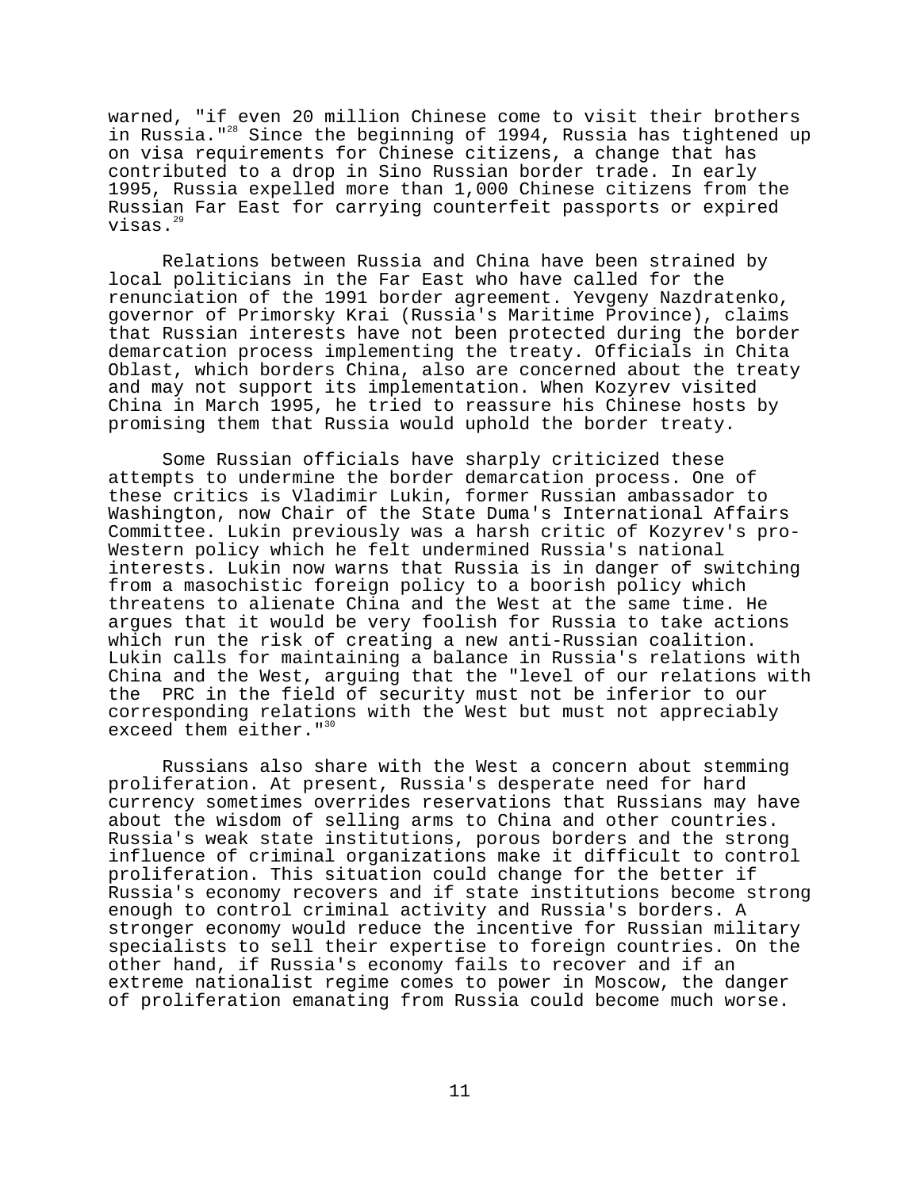warned, "if even 20 million Chinese come to visit their brothers in Russia."[28] Since the beginning of 1994, Russia has tightened up on visa requirements for Chinese citizens, a change that has contributed to a drop in Sino Russian border trade. In early 1995, Russia expelled more than 1,000 Chinese citizens from the Russian Far East for carrying counterfeit passports or expired visas.[29]

Relations between Russia and China have been strained by local politicians in the Far East who have called for the renunciation of the 1991 border agreement. Yevgeny Nazdratenko, governor of Primorsky Krai (Russia's Maritime Province), claims that Russian interests have not been protected during the border demarcation process implementing the treaty. Officials in Chita Oblast, which borders China, also are concerned about the treaty and may not support its implementation. When Kozyrev visited China in March 1995, he tried to reassure his Chinese hosts by promising them that Russia would uphold the border treaty.

Some Russian officials have sharply criticized these attempts to undermine the border demarcation process. One of these critics is Vladimir Lukin, former Russian ambassador to Washington, now Chair of the State Duma's International Affairs Committee. Lukin previously was a harsh critic of Kozyrev's pro-Western policy which he felt undermined Russia's national interests. Lukin now warns that Russia is in danger of switching from a masochistic foreign policy to a boorish policy which threatens to alienate China and the West at the same time. He argues that it would be very foolish for Russia to take actions which run the risk of creating a new anti-Russian coalition. Lukin calls for maintaining a balance in Russia's relations with China and the West, arguing that the "level of our relations with the PRC in the field of security must not be inferior to our corresponding relations with the West but must not appreciably exceed them either."[30]

Russians also share with the West a concern about stemming proliferation. At present, Russia's desperate need for hard currency sometimes overrides reservations that Russians may have about the wisdom of selling arms to China and other countries. Russia's weak state institutions, porous borders and the strong influence of criminal organizations make it difficult to control proliferation. This situation could change for the better if Russia's economy recovers and if state institutions become strong enough to control criminal activity and Russia's borders. A stronger economy would reduce the incentive for Russian military specialists to sell their expertise to foreign countries. On the other hand, if Russia's economy fails to recover and if an extreme nationalist regime comes to power in Moscow, the danger of proliferation emanating from Russia could become much worse.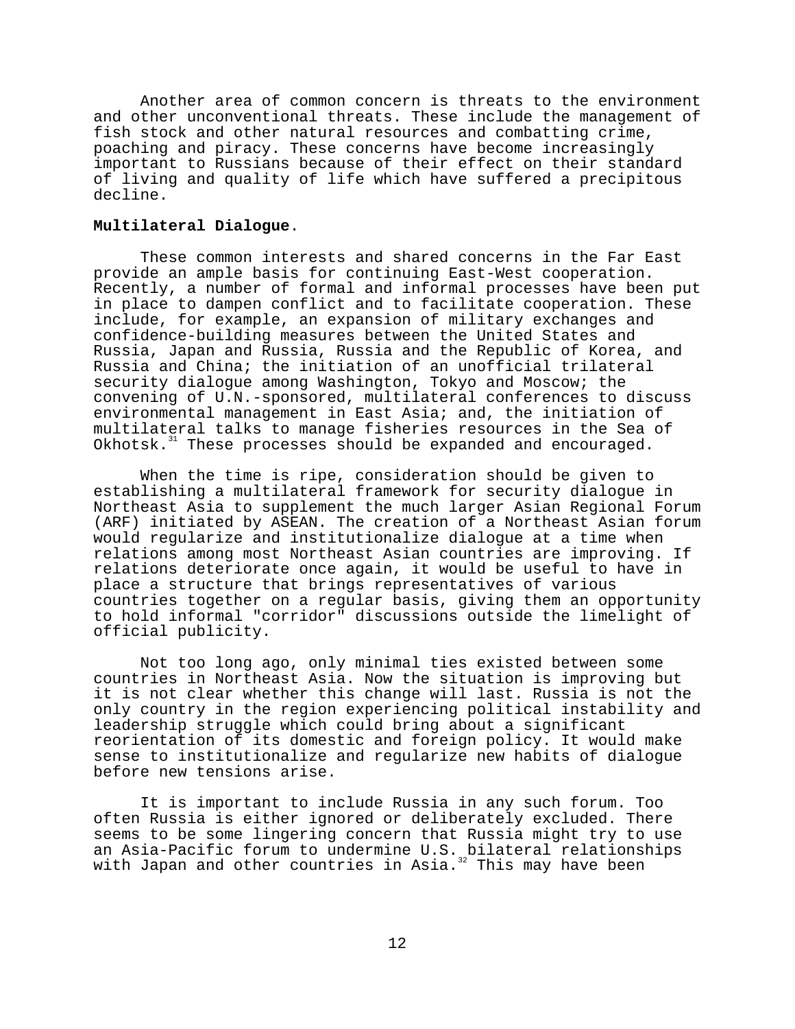Another area of common concern is threats to the environment and other unconventional threats. These include the management of fish stock and other natural resources and combatting crime, poaching and piracy. These concerns have become increasingly important to Russians because of their effect on their standard of living and quality of life which have suffered a precipitous decline.

**Multilateral Dialogue**.

These common interests and shared concerns in the Far East provide an ample basis for continuing East-West cooperation. Recently, a number of formal and informal processes have been put in place to dampen conflict and to facilitate cooperation. These include, for example, an expansion of military exchanges and confidence-building measures between the United States and Russia, Japan and Russia, Russia and the Republic of Korea, and Russia and China; the initiation of an unofficial trilateral security dialogue among Washington, Tokyo and Moscow; the convening of U.N.-sponsored, multilateral conferences to discuss environmental management in East Asia; and, the initiation of multilateral talks to manage fisheries resources in the Sea of Okhotsk.[31] These processes should be expanded and encouraged.

When the time is ripe, consideration should be given to establishing a multilateral framework for security dialogue in Northeast Asia to supplement the much larger Asian Regional Forum (ARF) initiated by ASEAN. The creation of a Northeast Asian forum would regularize and institutionalize dialogue at a time when relations among most Northeast Asian countries are improving. If relations deteriorate once again, it would be useful to have in place a structure that brings representatives of various countries together on a regular basis, giving them an opportunity to hold informal "corridor" discussions outside the limelight of official publicity.

Not too long ago, only minimal ties existed between some countries in Northeast Asia. Now the situation is improving but it is not clear whether this change will last. Russia is not the only country in the region experiencing political instability and leadership struggle which could bring about a significant reorientation of its domestic and foreign policy. It would make sense to institutionalize and regularize new habits of dialogue before new tensions arise.

It is important to include Russia in any such forum. Too often Russia is either ignored or deliberately excluded. There seems to be some lingering concern that Russia might try to use an Asia-Pacific forum to undermine U.S. bilateral relationships with Japan and other countries in Asia.[32] This may have been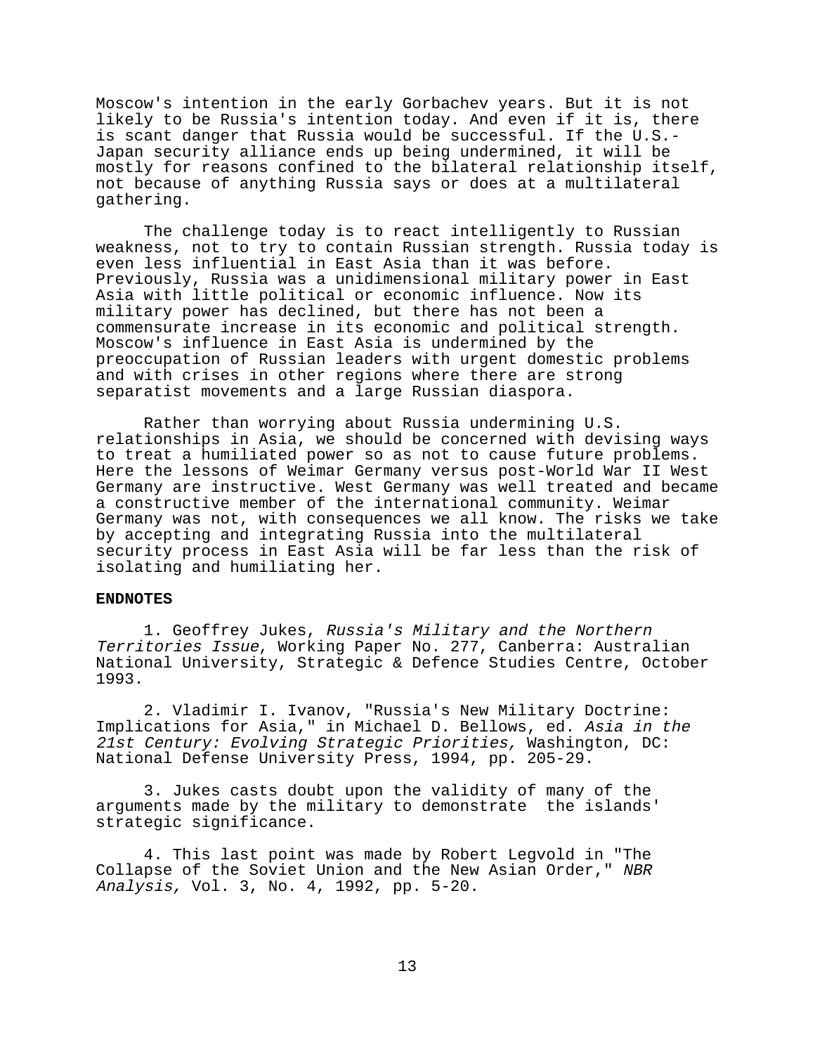Moscow's intention in the early Gorbachev years. But it is not likely to be Russia's intention today. And even if it is, there is scant danger that Russia would be successful. If the U.S.-Japan security alliance ends up being undermined, it will be mostly for reasons confined to the bilateral relationship itself, not because of anything Russia says or does at a multilateral gathering.

The challenge today is to react intelligently to Russian weakness, not to try to contain Russian strength. Russia today is even less influential in East Asia than it was before. Previously, Russia was a unidimensional military power in East Asia with little political or economic influence. Now its military power has declined, but there has not been a commensurate increase in its economic and political strength. Moscow's influence in East Asia is undermined by the preoccupation of Russian leaders with urgent domestic problems and with crises in other regions where there are strong separatist movements and a large Russian diaspora.

Rather than worrying about Russia undermining U.S. relationships in Asia, we should be concerned with devising ways to treat a humiliated power so as not to cause future problems. Here the lessons of Weimar Germany versus post-World War II West Germany are instructive. West Germany was well treated and became a constructive member of the international community. Weimar Germany was not, with consequences we all know. The risks we take by accepting and integrating Russia into the multilateral security process in East Asia will be far less than the risk of isolating and humiliating her.

**ENDNOTES**

1. Geoffrey Jukes, *Russia's Military and the Northern Territories Issue*, Working Paper No. 277, Canberra: Australian National University, Strategic & Defence Studies Centre, October 1993.

2. Vladimir I. Ivanov, "Russia's New Military Doctrine: Implications for Asia," in Michael D. Bellows, ed. *Asia in the 21st Century: Evolving Strategic Priorities,* Washington, DC: National Defense University Press, 1994, pp. 205-29.

3. Jukes casts doubt upon the validity of many of the arguments made by the military to demonstrate the islands' strategic significance.

4. This last point was made by Robert Legvold in "The Collapse of the Soviet Union and the New Asian Order," *NBR Analysis,* Vol. 3, No. 4, 1992, pp. 5-20.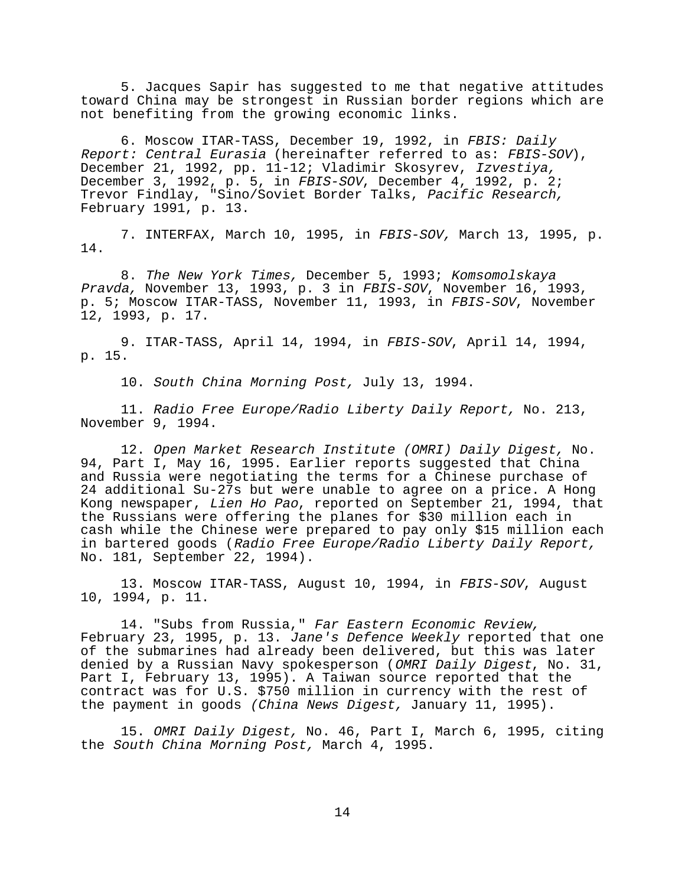5. Jacques Sapir has suggested to me that negative attitudes toward China may be strongest in Russian border regions which are not benefiting from the growing economic links.

6. Moscow ITAR-TASS, December 19, 1992, in *FBIS: Daily Report: Central Eurasia* (hereinafter referred to as: *FBIS-SOV*), December 21, 1992, pp. 11-12; Vladimir Skosyrev, *Izvestiya,* December 3, 1992, p. 5, in *FBIS-SOV*, December 4, 1992, p. 2; Trevor Findlay, "Sino/Soviet Border Talks, *Pacific Research,* February 1991, p. 13.

7. INTERFAX, March 10, 1995, in *FBIS-SOV,* March 13, 1995, p. 14.

8. *The New York Times,* December 5, 1993; *Komsomolskaya Pravda,* November 13, 1993, p. 3 in *FBIS-SOV*, November 16, 1993, p. 5; Moscow ITAR-TASS, November 11, 1993, in *FBIS-SOV*, November 12, 1993, p. 17.

9. ITAR-TASS, April 14, 1994, in *FBIS-SOV*, April 14, 1994, p. 15.

10. *South China Morning Post,* July 13, 1994.

11. *Radio Free Europe/Radio Liberty Daily Report,* No. 213, November 9, 1994.

12. *Open Market Research Institute (OMRI) Daily Digest,* No. 94, Part I, May 16, 1995. Earlier reports suggested that China and Russia were negotiating the terms for a Chinese purchase of 24 additional Su-27s but were unable to agree on a price. A Hong Kong newspaper, *Lien Ho Pao*, reported on September 21, 1994, that the Russians were offering the planes for $30 million each in cash while the Chinese were prepared to pay only $15 million each in bartered goods (*Radio Free Europe/Radio Liberty Daily Report,* No. 181, September 22, 1994).

13. Moscow ITAR-TASS, August 10, 1994, in *FBIS-SOV*, August 10, 1994, p. 11.

14. "Subs from Russia," *Far Eastern Economic Review,* February 23, 1995, p. 13. *Jane's Defence Weekly* reported that one of the submarines had already been delivered, but this was later denied by a Russian Navy spokesperson (*OMRI Daily Digest*, No. 31, Part I, February 13, 1995). A Taiwan source reported that the contract was for U.S. $750 million in currency with the rest of the payment in goods *(China News Digest,* January 11, 1995).

15. *OMRI Daily Digest,* No. 46, Part I, March 6, 1995, citing the *South China Morning Post,* March 4, 1995.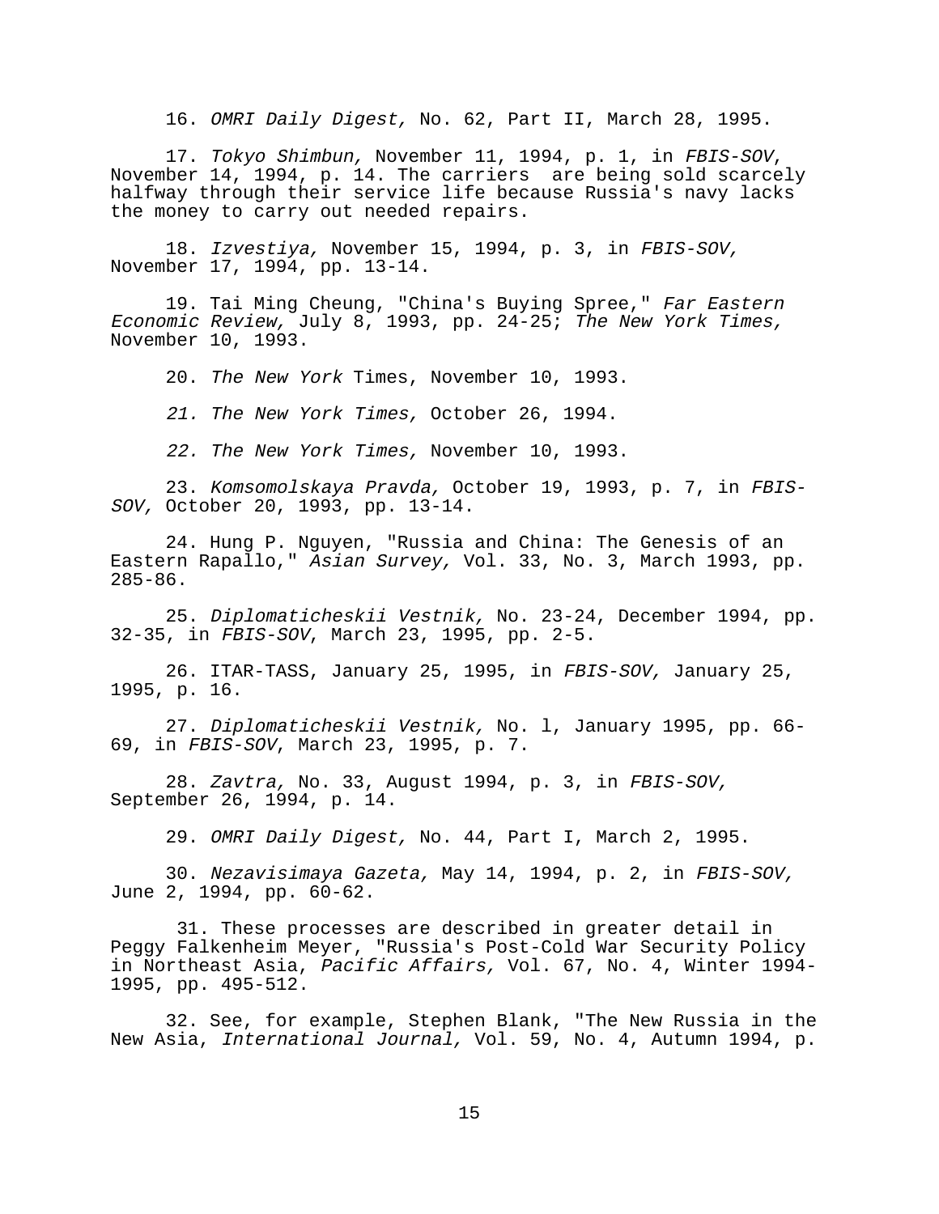16. *OMRI Daily Digest,* No. 62, Part II, March 28, 1995.

17. *Tokyo Shimbun,* November 11, 1994, p. 1, in *FBIS-SOV*, November 14, 1994, p. 14. The carriers are being sold scarcely halfway through their service life because Russia's navy lacks the money to carry out needed repairs.

18. *Izvestiya,* November 15, 1994, p. 3, in *FBIS-SOV,* November 17, 1994, pp. 13-14.

19. Tai Ming Cheung, "China's Buying Spree," *Far Eastern Economic Review,* July 8, 1993, pp. 24-25; *The New York Times,* November 10, 1993.

20. *The New York* Times, November 10, 1993.

*21. The New York Times,* October 26, 1994.

*22. The New York Times,* November 10, 1993.

23. *Komsomolskaya Pravda,* October 19, 1993, p. 7, in *FBIS-SOV,* October 20, 1993, pp. 13-14.

24. Hung P. Nguyen, "Russia and China: The Genesis of an Eastern Rapallo," *Asian Survey,* Vol. 33, No. 3, March 1993, pp. 285-86.

25. *Diplomaticheskii Vestnik,* No. 23-24, December 1994, pp. 32-35, in *FBIS-SOV*, March 23, 1995, pp. 2-5.

26. ITAR-TASS, January 25, 1995, in *FBIS-SOV,* January 25, 1995, p. 16.

27. *Diplomaticheskii Vestnik,* No. l, January 1995, pp. 66-69, in *FBIS-SOV*, March 23, 1995, p. 7.

28. *Zavtra,* No. 33, August 1994, p. 3, in *FBIS-SOV,* September 26, 1994, p. 14.

29. *OMRI Daily Digest,* No. 44, Part I, March 2, 1995.

30. *Nezavisimaya Gazeta,* May 14, 1994, p. 2, in *FBIS-SOV,* June 2, 1994, pp. 60-62.

31. These processes are described in greater detail in Peggy Falkenheim Meyer, "Russia's Post-Cold War Security Policy in Northeast Asia, *Pacific Affairs,* Vol. 67, No. 4, Winter 1994-1995, pp. 495-512.

32. See, for example, Stephen Blank, "The New Russia in the New Asia, *International Journal,* Vol. 59, No. 4, Autumn 1994, p.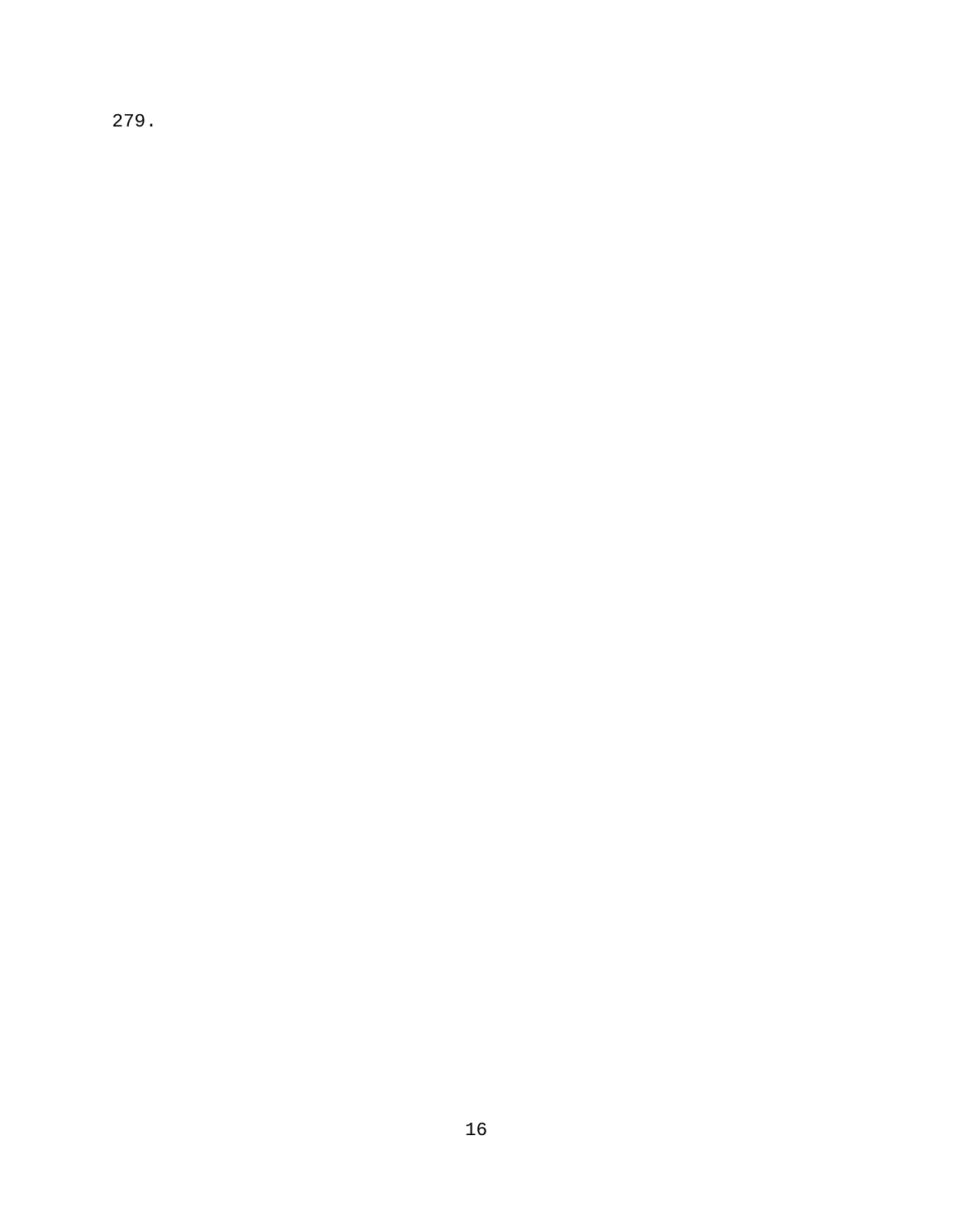279.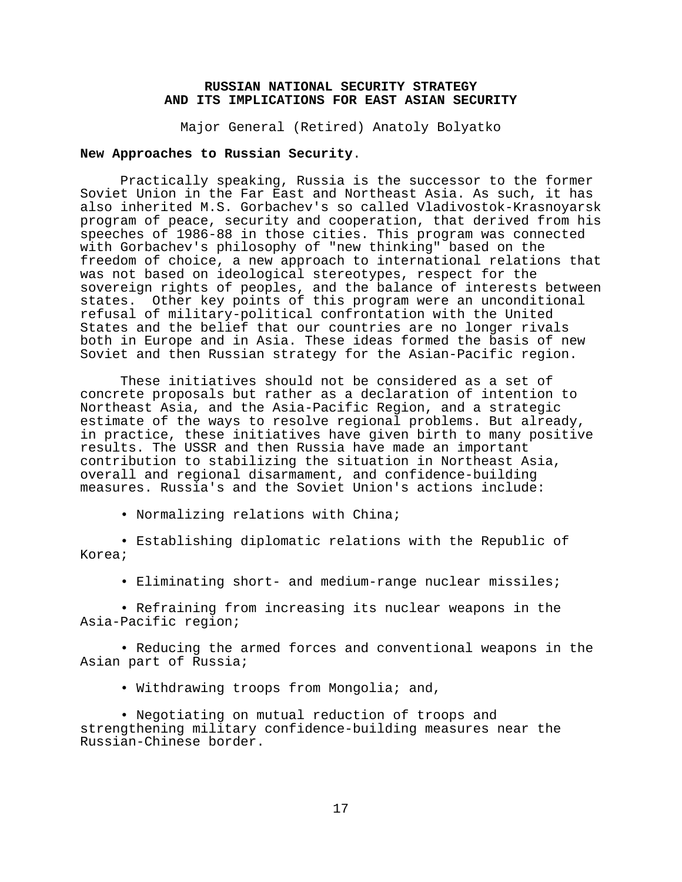# RUSSIAN NATIONAL SECURITY STRATEGY AND ITS IMPLICATIONS FOR EAST ASIAN SECURITY

Major General (Retired) Anatoly Bolyatko

**New Approaches to Russian Security**.

Practically speaking, Russia is the successor to the former Soviet Union in the Far East and Northeast Asia. As such, it has also inherited M.S. Gorbachev's so called Vladivostok-Krasnoyarsk program of peace, security and cooperation, that derived from his speeches of 1986-88 in those cities. This program was connected with Gorbachev's philosophy of "new thinking" based on the freedom of choice, a new approach to international relations that was not based on ideological stereotypes, respect for the sovereign rights of peoples, and the balance of interests between states. Other key points of this program were an unconditional refusal of military-political confrontation with the United States and the belief that our countries are no longer rivals both in Europe and in Asia. These ideas formed the basis of new Soviet and then Russian strategy for the Asian-Pacific region.

These initiatives should not be considered as a set of concrete proposals but rather as a declaration of intention to Northeast Asia, and the Asia-Pacific Region, and a strategic estimate of the ways to resolve regional problems. But already, in practice, these initiatives have given birth to many positive results. The USSR and then Russia have made an important contribution to stabilizing the situation in Northeast Asia, overall and regional disarmament, and confidence-building measures. Russia's and the Soviet Union's actions include:

- Normalizing relations with China;
- Establishing diplomatic relations with the Republic of Korea;
- Eliminating short- and medium-range nuclear missiles;
- Refraining from increasing its nuclear weapons in the Asia-Pacific region;
- Reducing the armed forces and conventional weapons in the Asian part of Russia;
- Withdrawing troops from Mongolia; and,
- Negotiating on mutual reduction of troops and strengthening military confidence-building measures near the Russian-Chinese border.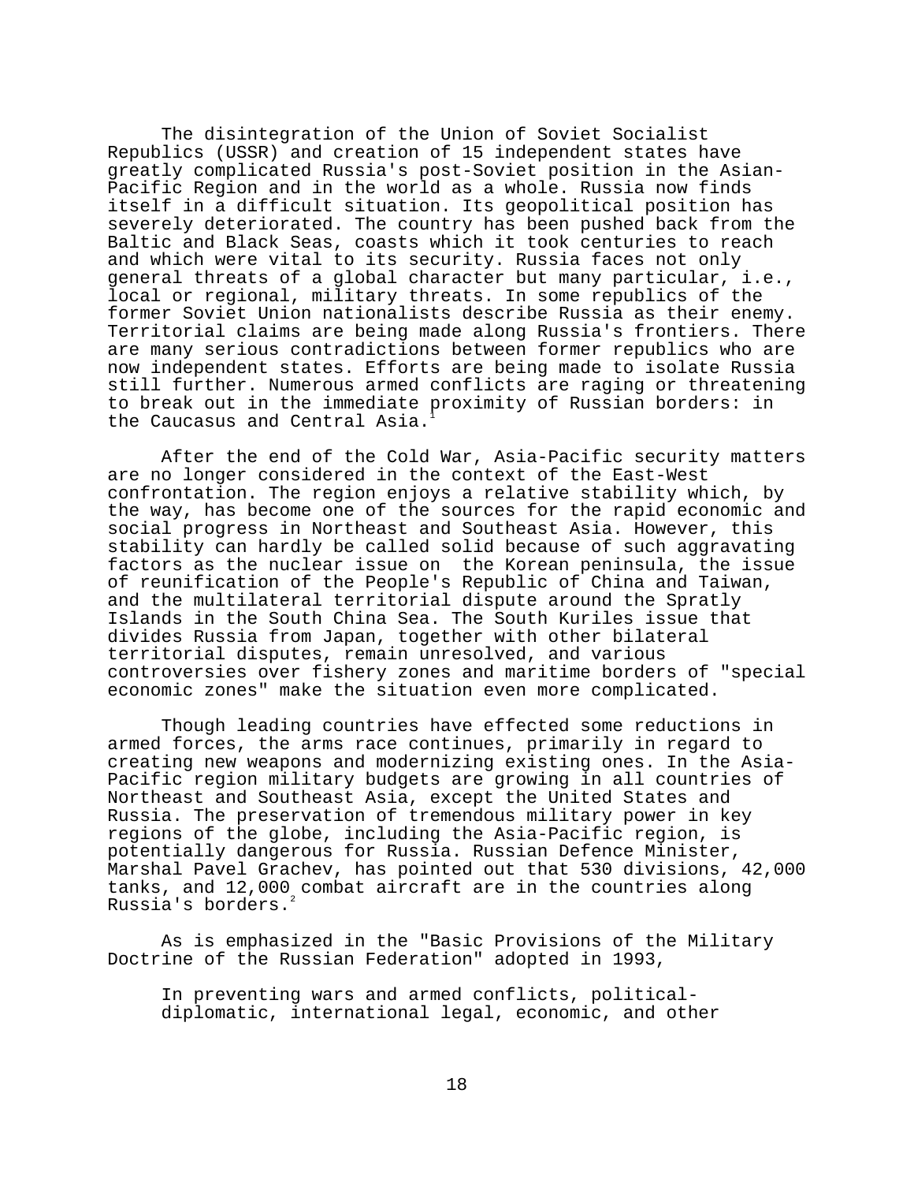The disintegration of the Union of Soviet Socialist Republics (USSR) and creation of 15 independent states have greatly complicated Russia's post-Soviet position in the Asian-Pacific Region and in the world as a whole. Russia now finds itself in a difficult situation. Its geopolitical position has severely deteriorated. The country has been pushed back from the Baltic and Black Seas, coasts which it took centuries to reach and which were vital to its security. Russia faces not only general threats of a global character but many particular, i.e., local or regional, military threats. In some republics of the former Soviet Union nationalists describe Russia as their enemy. Territorial claims are being made along Russia's frontiers. There are many serious contradictions between former republics who are now independent states. Efforts are being made to isolate Russia still further. Numerous armed conflicts are raging or threatening to break out in the immediate proximity of Russian borders: in the Caucasus and Central Asia.[1]

After the end of the Cold War, Asia-Pacific security matters are no longer considered in the context of the East-West confrontation. The region enjoys a relative stability which, by the way, has become one of the sources for the rapid economic and social progress in Northeast and Southeast Asia. However, this stability can hardly be called solid because of such aggravating factors as the nuclear issue on the Korean peninsula, the issue of reunification of the People's Republic of China and Taiwan, and the multilateral territorial dispute around the Spratly Islands in the South China Sea. The South Kuriles issue that divides Russia from Japan, together with other bilateral territorial disputes, remain unresolved, and various controversies over fishery zones and maritime borders of "special economic zones" make the situation even more complicated.

Though leading countries have effected some reductions in armed forces, the arms race continues, primarily in regard to creating new weapons and modernizing existing ones. In the Asia-Pacific region military budgets are growing in all countries of Northeast and Southeast Asia, except the United States and Russia. The preservation of tremendous military power in key regions of the globe, including the Asia-Pacific region, is potentially dangerous for Russia. Russian Defence Minister, Marshal Pavel Grachev, has pointed out that 530 divisions, 42,000 tanks, and 12,000 combat aircraft are in the countries along Russia's borders.[2]

As is emphasized in the "Basic Provisions of the Military Doctrine of the Russian Federation" adopted in 1993,

> In preventing wars and armed conflicts, political-diplomatic, international legal, economic, and other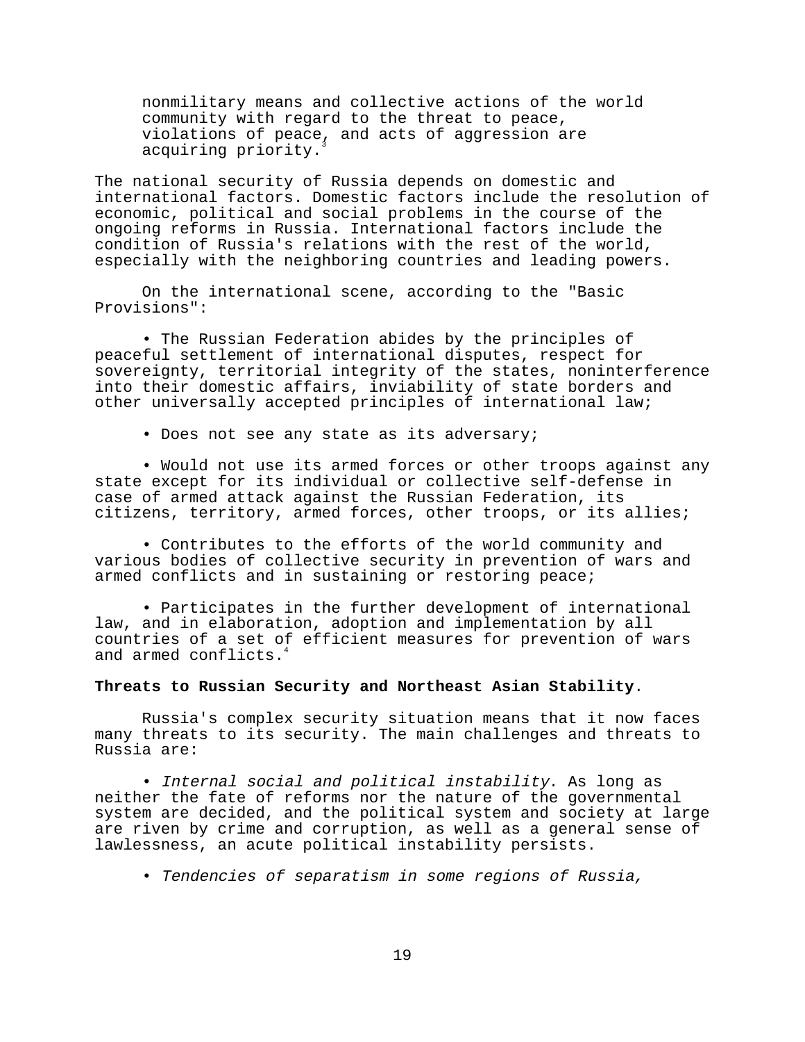> nonmilitary means and collective actions of the world community with regard to the threat to peace, violations of peace, and acts of aggression are acquiring priority.[3]

The national security of Russia depends on domestic and international factors. Domestic factors include the resolution of economic, political and social problems in the course of the ongoing reforms in Russia. International factors include the condition of Russia's relations with the rest of the world, especially with the neighboring countries and leading powers.

On the international scene, according to the "Basic Provisions":

• The Russian Federation abides by the principles of peaceful settlement of international disputes, respect for sovereignty, territorial integrity of the states, noninterference into their domestic affairs, inviability of state borders and other universally accepted principles of international law;

• Does not see any state as its adversary;

• Would not use its armed forces or other troops against any state except for its individual or collective self-defense in case of armed attack against the Russian Federation, its citizens, territory, armed forces, other troops, or its allies;

• Contributes to the efforts of the world community and various bodies of collective security in prevention of wars and armed conflicts and in sustaining or restoring peace;

• Participates in the further development of international law, and in elaboration, adoption and implementation by all countries of a set of efficient measures for prevention of wars and armed conflicts.[4]

**Threats to Russian Security and Northeast Asian Stability**.

Russia's complex security situation means that it now faces many threats to its security. The main challenges and threats to Russia are:

• *Internal social and political instability*. As long as neither the fate of reforms nor the nature of the governmental system are decided, and the political system and society at large are riven by crime and corruption, as well as a general sense of lawlessness, an acute political instability persists.

• *Tendencies of separatism in some regions of Russia,*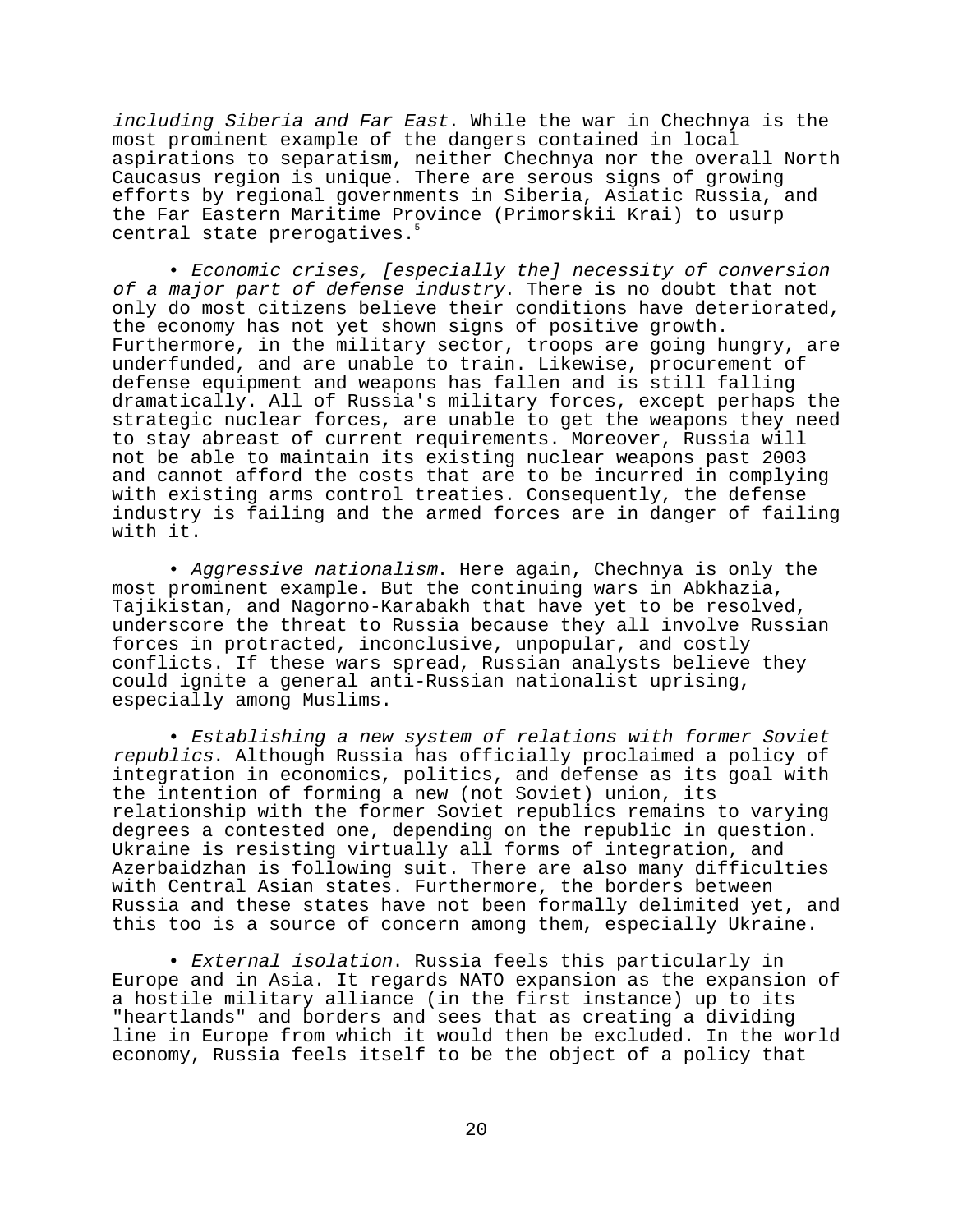*including Siberia and Far East*. While the war in Chechnya is the most prominent example of the dangers contained in local aspirations to separatism, neither Chechnya nor the overall North Caucasus region is unique. There are serous signs of growing efforts by regional governments in Siberia, Asiatic Russia, and the Far Eastern Maritime Province (Primorskii Krai) to usurp central state prerogatives.[5]

• *Economic crises, [especially the] necessity of conversion of a major part of defense industry*. There is no doubt that not only do most citizens believe their conditions have deteriorated, the economy has not yet shown signs of positive growth. Furthermore, in the military sector, troops are going hungry, are underfunded, and are unable to train. Likewise, procurement of defense equipment and weapons has fallen and is still falling dramatically. All of Russia's military forces, except perhaps the strategic nuclear forces, are unable to get the weapons they need to stay abreast of current requirements. Moreover, Russia will not be able to maintain its existing nuclear weapons past 2003 and cannot afford the costs that are to be incurred in complying with existing arms control treaties. Consequently, the defense industry is failing and the armed forces are in danger of failing with it.

• *Aggressive nationalism*. Here again, Chechnya is only the most prominent example. But the continuing wars in Abkhazia, Tajikistan, and Nagorno-Karabakh that have yet to be resolved, underscore the threat to Russia because they all involve Russian forces in protracted, inconclusive, unpopular, and costly conflicts. If these wars spread, Russian analysts believe they could ignite a general anti-Russian nationalist uprising, especially among Muslims.

• *Establishing a new system of relations with former Soviet republics*. Although Russia has officially proclaimed a policy of integration in economics, politics, and defense as its goal with the intention of forming a new (not Soviet) union, its relationship with the former Soviet republics remains to varying degrees a contested one, depending on the republic in question. Ukraine is resisting virtually all forms of integration, and Azerbaidzhan is following suit. There are also many difficulties with Central Asian states. Furthermore, the borders between Russia and these states have not been formally delimited yet, and this too is a source of concern among them, especially Ukraine.

• *External isolation*. Russia feels this particularly in Europe and in Asia. It regards NATO expansion as the expansion of a hostile military alliance (in the first instance) up to its "heartlands" and borders and sees that as creating a dividing line in Europe from which it would then be excluded. In the world economy, Russia feels itself to be the object of a policy that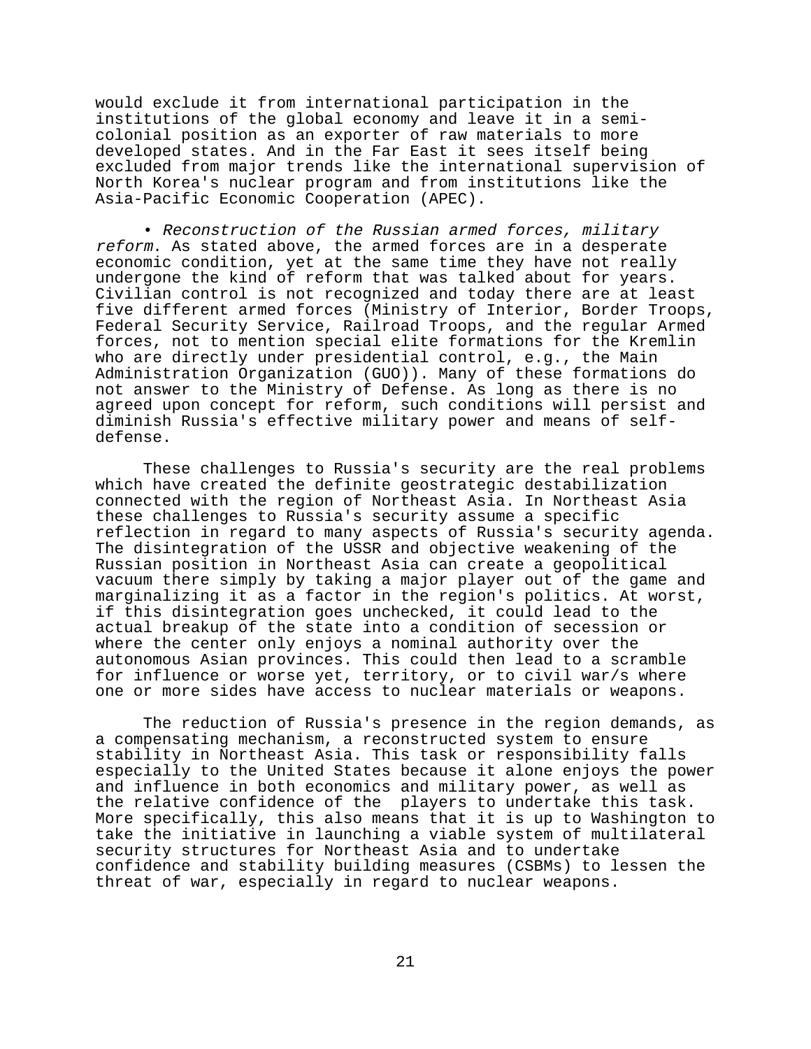would exclude it from international participation in the institutions of the global economy and leave it in a semi-colonial position as an exporter of raw materials to more developed states. And in the Far East it sees itself being excluded from major trends like the international supervision of North Korea's nuclear program and from institutions like the Asia-Pacific Economic Cooperation (APEC).

• *Reconstruction of the Russian armed forces, military reform*. As stated above, the armed forces are in a desperate economic condition, yet at the same time they have not really undergone the kind of reform that was talked about for years. Civilian control is not recognized and today there are at least five different armed forces (Ministry of Interior, Border Troops, Federal Security Service, Railroad Troops, and the regular Armed forces, not to mention special elite formations for the Kremlin who are directly under presidential control, e.g., the Main Administration Organization (GUO)). Many of these formations do not answer to the Ministry of Defense. As long as there is no agreed upon concept for reform, such conditions will persist and diminish Russia's effective military power and means of self-defense.

These challenges to Russia's security are the real problems which have created the definite geostrategic destabilization connected with the region of Northeast Asia. In Northeast Asia these challenges to Russia's security assume a specific reflection in regard to many aspects of Russia's security agenda. The disintegration of the USSR and objective weakening of the Russian position in Northeast Asia can create a geopolitical vacuum there simply by taking a major player out of the game and marginalizing it as a factor in the region's politics. At worst, if this disintegration goes unchecked, it could lead to the actual breakup of the state into a condition of secession or where the center only enjoys a nominal authority over the autonomous Asian provinces. This could then lead to a scramble for influence or worse yet, territory, or to civil war/s where one or more sides have access to nuclear materials or weapons.

The reduction of Russia's presence in the region demands, as a compensating mechanism, a reconstructed system to ensure stability in Northeast Asia. This task or responsibility falls especially to the United States because it alone enjoys the power and influence in both economics and military power, as well as the relative confidence of the players to undertake this task. More specifically, this also means that it is up to Washington to take the initiative in launching a viable system of multilateral security structures for Northeast Asia and to undertake confidence and stability building measures (CSBMs) to lessen the threat of war, especially in regard to nuclear weapons.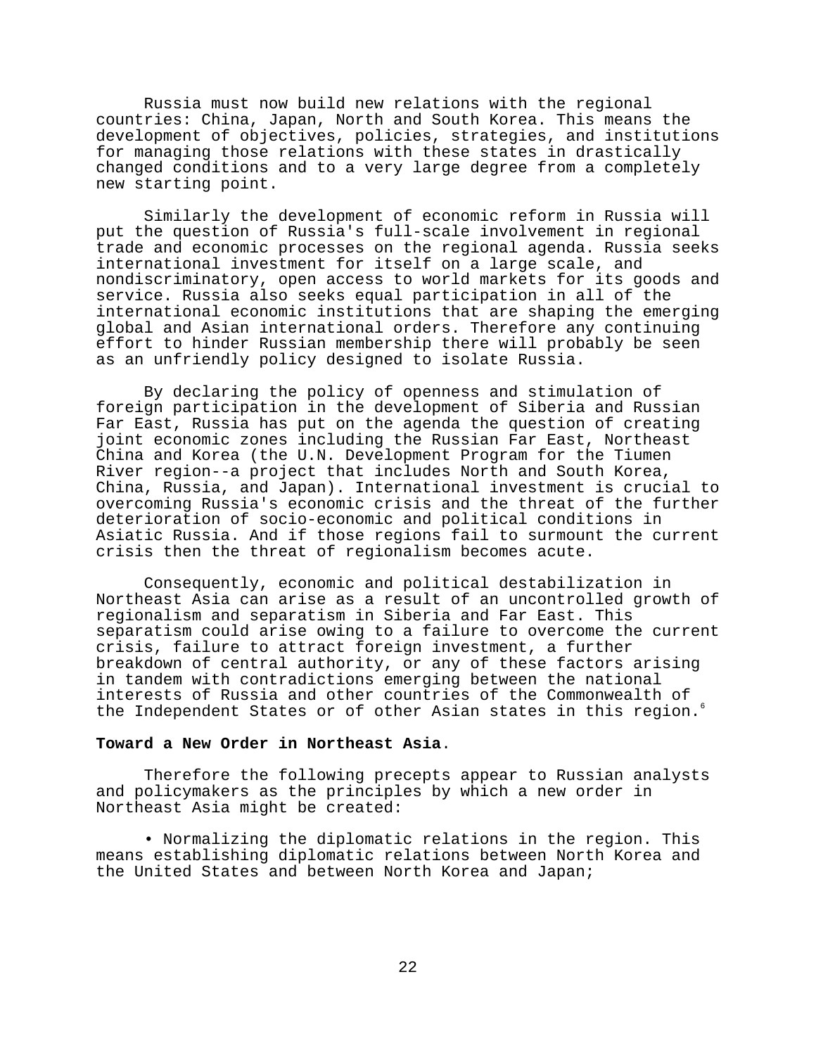Russia must now build new relations with the regional countries: China, Japan, North and South Korea. This means the development of objectives, policies, strategies, and institutions for managing those relations with these states in drastically changed conditions and to a very large degree from a completely new starting point.

Similarly the development of economic reform in Russia will put the question of Russia's full-scale involvement in regional trade and economic processes on the regional agenda. Russia seeks international investment for itself on a large scale, and nondiscriminatory, open access to world markets for its goods and service. Russia also seeks equal participation in all of the international economic institutions that are shaping the emerging global and Asian international orders. Therefore any continuing effort to hinder Russian membership there will probably be seen as an unfriendly policy designed to isolate Russia.

By declaring the policy of openness and stimulation of foreign participation in the development of Siberia and Russian Far East, Russia has put on the agenda the question of creating joint economic zones including the Russian Far East, Northeast China and Korea (the U.N. Development Program for the Tiumen River region--a project that includes North and South Korea, China, Russia, and Japan). International investment is crucial to overcoming Russia's economic crisis and the threat of the further deterioration of socio-economic and political conditions in Asiatic Russia. And if those regions fail to surmount the current crisis then the threat of regionalism becomes acute.

Consequently, economic and political destabilization in Northeast Asia can arise as a result of an uncontrolled growth of regionalism and separatism in Siberia and Far East. This separatism could arise owing to a failure to overcome the current crisis, failure to attract foreign investment, a further breakdown of central authority, or any of these factors arising in tandem with contradictions emerging between the national interests of Russia and other countries of the Commonwealth of the Independent States or of other Asian states in this region.[6]

**Toward a New Order in Northeast Asia**.

Therefore the following precepts appear to Russian analysts and policymakers as the principles by which a new order in Northeast Asia might be created:

- Normalizing the diplomatic relations in the region. This means establishing diplomatic relations between North Korea and the United States and between North Korea and Japan;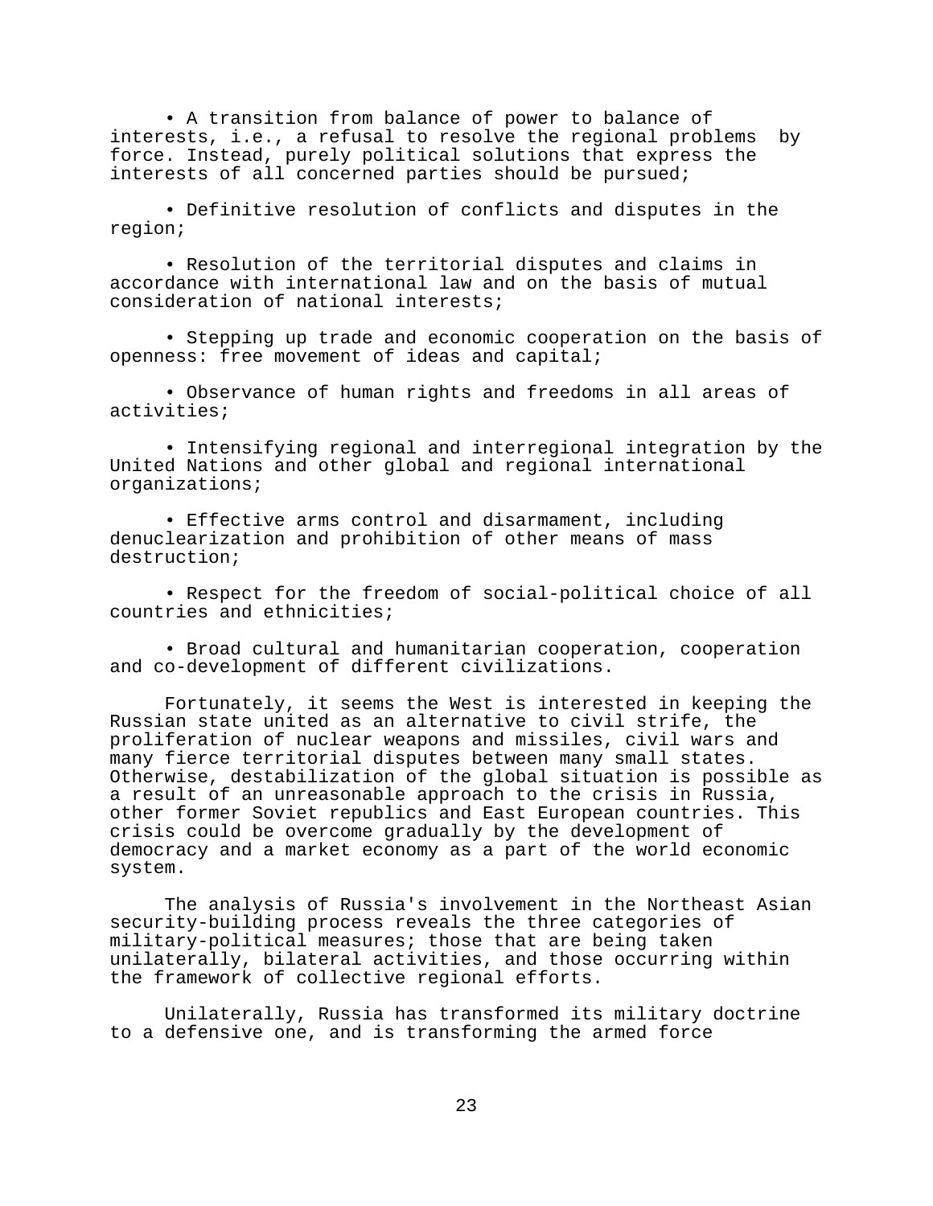- A transition from balance of power to balance of interests, i.e., a refusal to resolve the regional problems by force. Instead, purely political solutions that express the interests of all concerned parties should be pursued;

- Definitive resolution of conflicts and disputes in the region;

- Resolution of the territorial disputes and claims in accordance with international law and on the basis of mutual consideration of national interests;

- Stepping up trade and economic cooperation on the basis of openness: free movement of ideas and capital;

- Observance of human rights and freedoms in all areas of activities;

- Intensifying regional and interregional integration by the United Nations and other global and regional international organizations;

- Effective arms control and disarmament, including denuclearization and prohibition of other means of mass destruction;

- Respect for the freedom of social-political choice of all countries and ethnicities;

- Broad cultural and humanitarian cooperation, cooperation and co-development of different civilizations.

Fortunately, it seems the West is interested in keeping the Russian state united as an alternative to civil strife, the proliferation of nuclear weapons and missiles, civil wars and many fierce territorial disputes between many small states. Otherwise, destabilization of the global situation is possible as a result of an unreasonable approach to the crisis in Russia, other former Soviet republics and East European countries. This crisis could be overcome gradually by the development of democracy and a market economy as a part of the world economic system.

The analysis of Russia's involvement in the Northeast Asian security-building process reveals the three categories of military-political measures; those that are being taken unilaterally, bilateral activities, and those occurring within the framework of collective regional efforts.

Unilaterally, Russia has transformed its military doctrine to a defensive one, and is transforming the armed force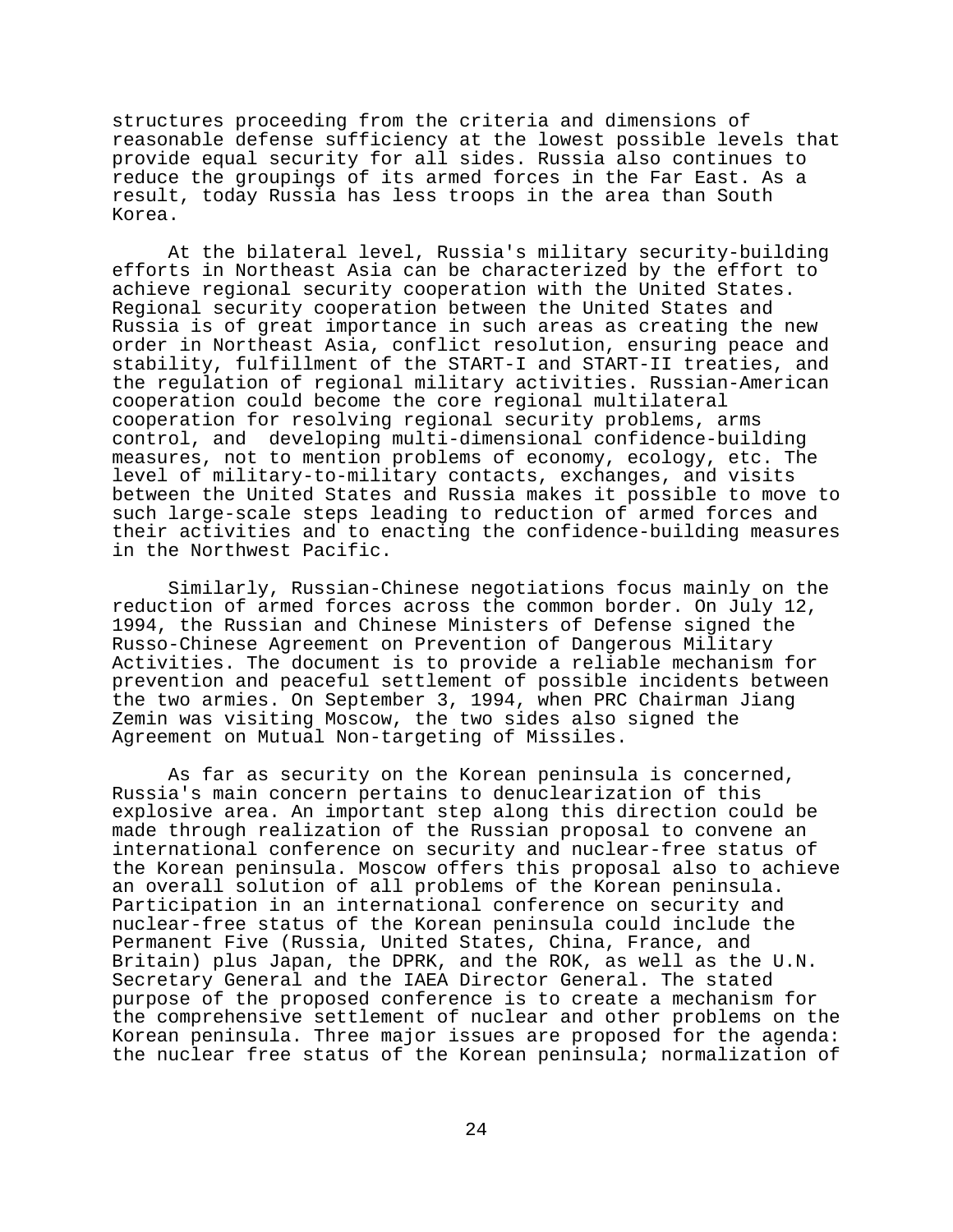structures proceeding from the criteria and dimensions of reasonable defense sufficiency at the lowest possible levels that provide equal security for all sides. Russia also continues to reduce the groupings of its armed forces in the Far East. As a result, today Russia has less troops in the area than South Korea.

At the bilateral level, Russia's military security-building efforts in Northeast Asia can be characterized by the effort to achieve regional security cooperation with the United States. Regional security cooperation between the United States and Russia is of great importance in such areas as creating the new order in Northeast Asia, conflict resolution, ensuring peace and stability, fulfillment of the START-I and START-II treaties, and the regulation of regional military activities. Russian-American cooperation could become the core regional multilateral cooperation for resolving regional security problems, arms control, and developing multi-dimensional confidence-building measures, not to mention problems of economy, ecology, etc. The level of military-to-military contacts, exchanges, and visits between the United States and Russia makes it possible to move to such large-scale steps leading to reduction of armed forces and their activities and to enacting the confidence-building measures in the Northwest Pacific.

Similarly, Russian-Chinese negotiations focus mainly on the reduction of armed forces across the common border. On July 12, 1994, the Russian and Chinese Ministers of Defense signed the Russo-Chinese Agreement on Prevention of Dangerous Military Activities. The document is to provide a reliable mechanism for prevention and peaceful settlement of possible incidents between the two armies. On September 3, 1994, when PRC Chairman Jiang Zemin was visiting Moscow, the two sides also signed the Agreement on Mutual Non-targeting of Missiles.

As far as security on the Korean peninsula is concerned, Russia's main concern pertains to denuclearization of this explosive area. An important step along this direction could be made through realization of the Russian proposal to convene an international conference on security and nuclear-free status of the Korean peninsula. Moscow offers this proposal also to achieve an overall solution of all problems of the Korean peninsula. Participation in an international conference on security and nuclear-free status of the Korean peninsula could include the Permanent Five (Russia, United States, China, France, and Britain) plus Japan, the DPRK, and the ROK, as well as the U.N. Secretary General and the IAEA Director General. The stated purpose of the proposed conference is to create a mechanism for the comprehensive settlement of nuclear and other problems on the Korean peninsula. Three major issues are proposed for the agenda: the nuclear free status of the Korean peninsula; normalization of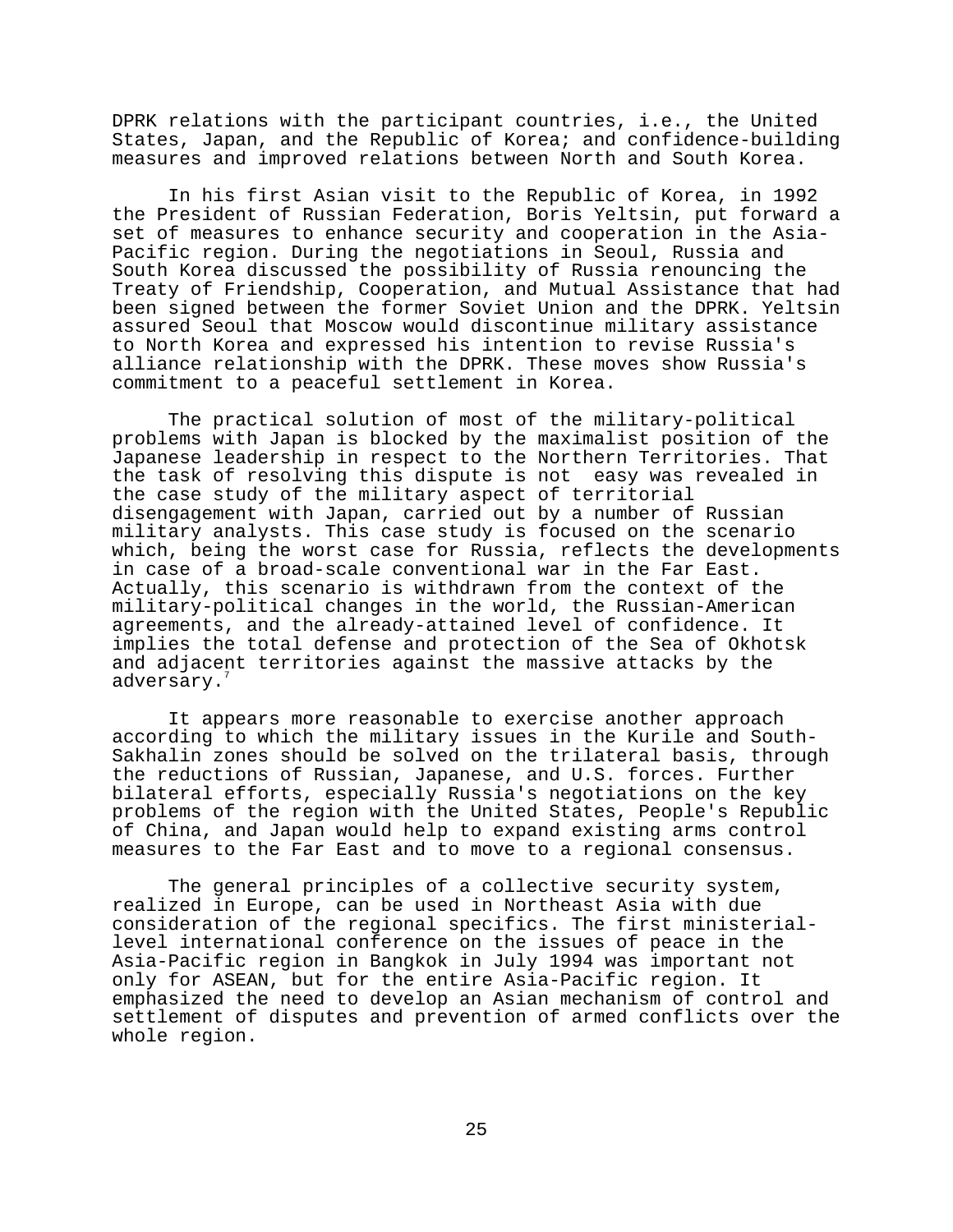DPRK relations with the participant countries, i.e., the United States, Japan, and the Republic of Korea; and confidence-building measures and improved relations between North and South Korea.

In his first Asian visit to the Republic of Korea, in 1992 the President of Russian Federation, Boris Yeltsin, put forward a set of measures to enhance security and cooperation in the Asia-Pacific region. During the negotiations in Seoul, Russia and South Korea discussed the possibility of Russia renouncing the Treaty of Friendship, Cooperation, and Mutual Assistance that had been signed between the former Soviet Union and the DPRK. Yeltsin assured Seoul that Moscow would discontinue military assistance to North Korea and expressed his intention to revise Russia's alliance relationship with the DPRK. These moves show Russia's commitment to a peaceful settlement in Korea.

The practical solution of most of the military-political problems with Japan is blocked by the maximalist position of the Japanese leadership in respect to the Northern Territories. That the task of resolving this dispute is not easy was revealed in the case study of the military aspect of territorial disengagement with Japan, carried out by a number of Russian military analysts. This case study is focused on the scenario which, being the worst case for Russia, reflects the developments in case of a broad-scale conventional war in the Far East. Actually, this scenario is withdrawn from the context of the military-political changes in the world, the Russian-American agreements, and the already-attained level of confidence. It implies the total defense and protection of the Sea of Okhotsk and adjacent territories against the massive attacks by the adversary.[7]

It appears more reasonable to exercise another approach according to which the military issues in the Kurile and South-Sakhalin zones should be solved on the trilateral basis, through the reductions of Russian, Japanese, and U.S. forces. Further bilateral efforts, especially Russia's negotiations on the key problems of the region with the United States, People's Republic of China, and Japan would help to expand existing arms control measures to the Far East and to move to a regional consensus.

The general principles of a collective security system, realized in Europe, can be used in Northeast Asia with due consideration of the regional specifics. The first ministerial-level international conference on the issues of peace in the Asia-Pacific region in Bangkok in July 1994 was important not only for ASEAN, but for the entire Asia-Pacific region. It emphasized the need to develop an Asian mechanism of control and settlement of disputes and prevention of armed conflicts over the whole region.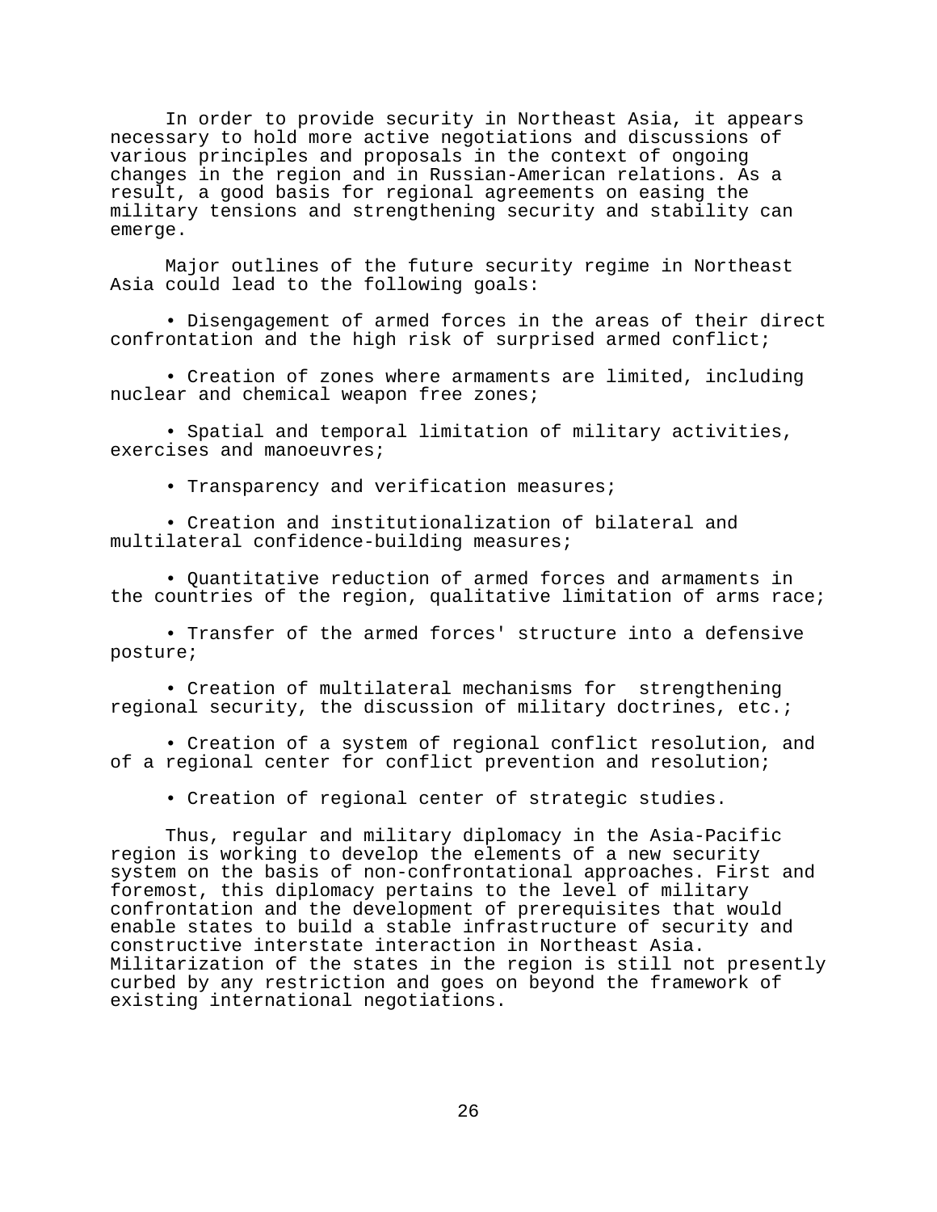In order to provide security in Northeast Asia, it appears necessary to hold more active negotiations and discussions of various principles and proposals in the context of ongoing changes in the region and in Russian-American relations. As a result, a good basis for regional agreements on easing the military tensions and strengthening security and stability can emerge.

Major outlines of the future security regime in Northeast Asia could lead to the following goals:

- Disengagement of armed forces in the areas of their direct confrontation and the high risk of surprised armed conflict;
- Creation of zones where armaments are limited, including nuclear and chemical weapon free zones;
- Spatial and temporal limitation of military activities, exercises and manoeuvres;
- Transparency and verification measures;
- Creation and institutionalization of bilateral and multilateral confidence-building measures;
- Quantitative reduction of armed forces and armaments in the countries of the region, qualitative limitation of arms race;
- Transfer of the armed forces' structure into a defensive posture;
- Creation of multilateral mechanisms for strengthening regional security, the discussion of military doctrines, etc.;
- Creation of a system of regional conflict resolution, and of a regional center for conflict prevention and resolution;
- Creation of regional center of strategic studies.

Thus, regular and military diplomacy in the Asia-Pacific region is working to develop the elements of a new security system on the basis of non-confrontational approaches. First and foremost, this diplomacy pertains to the level of military confrontation and the development of prerequisites that would enable states to build a stable infrastructure of security and constructive interstate interaction in Northeast Asia. Militarization of the states in the region is still not presently curbed by any restriction and goes on beyond the framework of existing international negotiations.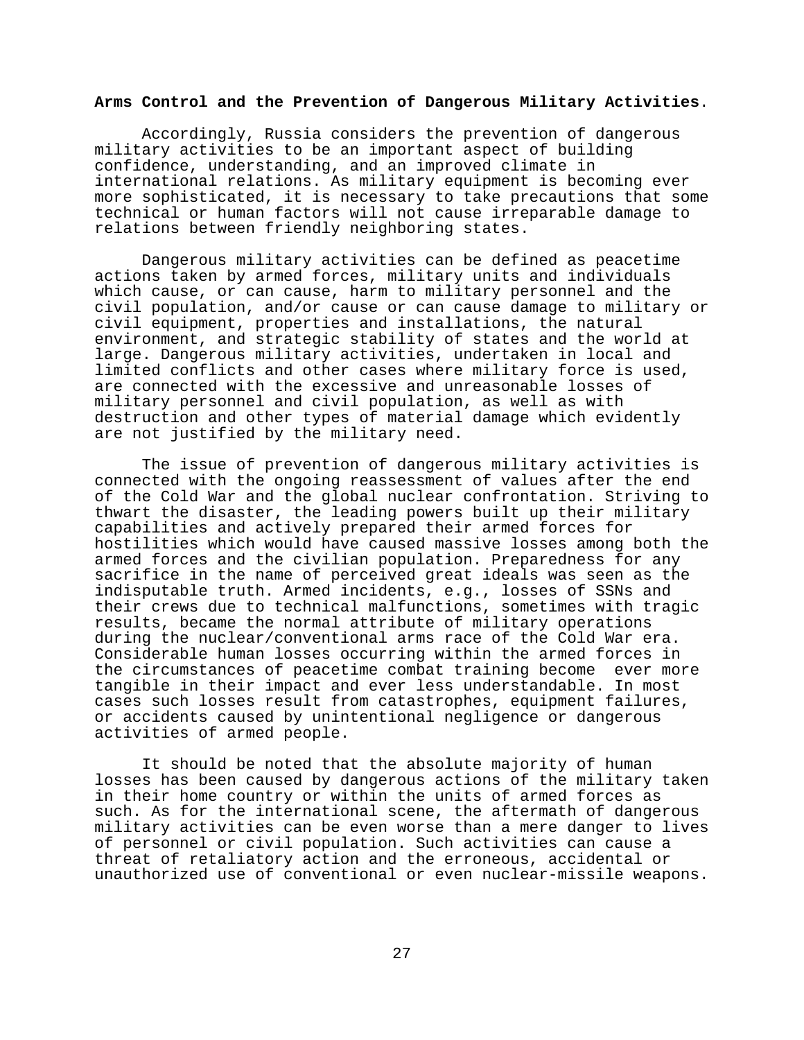**Arms Control and the Prevention of Dangerous Military Activities.**

Accordingly, Russia considers the prevention of dangerous military activities to be an important aspect of building confidence, understanding, and an improved climate in international relations. As military equipment is becoming ever more sophisticated, it is necessary to take precautions that some technical or human factors will not cause irreparable damage to relations between friendly neighboring states.

Dangerous military activities can be defined as peacetime actions taken by armed forces, military units and individuals which cause, or can cause, harm to military personnel and the civil population, and/or cause or can cause damage to military or civil equipment, properties and installations, the natural environment, and strategic stability of states and the world at large. Dangerous military activities, undertaken in local and limited conflicts and other cases where military force is used, are connected with the excessive and unreasonable losses of military personnel and civil population, as well as with destruction and other types of material damage which evidently are not justified by the military need.

The issue of prevention of dangerous military activities is connected with the ongoing reassessment of values after the end of the Cold War and the global nuclear confrontation. Striving to thwart the disaster, the leading powers built up their military capabilities and actively prepared their armed forces for hostilities which would have caused massive losses among both the armed forces and the civilian population. Preparedness for any sacrifice in the name of perceived great ideals was seen as the indisputable truth. Armed incidents, e.g., losses of SSNs and their crews due to technical malfunctions, sometimes with tragic results, became the normal attribute of military operations during the nuclear/conventional arms race of the Cold War era. Considerable human losses occurring within the armed forces in the circumstances of peacetime combat training become ever more tangible in their impact and ever less understandable. In most cases such losses result from catastrophes, equipment failures, or accidents caused by unintentional negligence or dangerous activities of armed people.

It should be noted that the absolute majority of human losses has been caused by dangerous actions of the military taken in their home country or within the units of armed forces as such. As for the international scene, the aftermath of dangerous military activities can be even worse than a mere danger to lives of personnel or civil population. Such activities can cause a threat of retaliatory action and the erroneous, accidental or unauthorized use of conventional or even nuclear-missile weapons.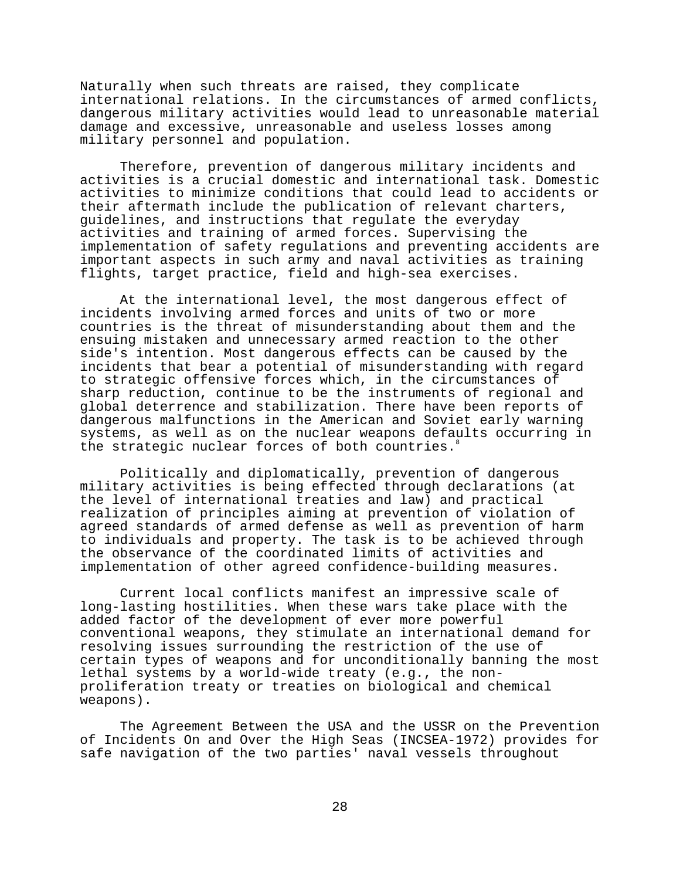Naturally when such threats are raised, they complicate international relations. In the circumstances of armed conflicts, dangerous military activities would lead to unreasonable material damage and excessive, unreasonable and useless losses among military personnel and population.

Therefore, prevention of dangerous military incidents and activities is a crucial domestic and international task. Domestic activities to minimize conditions that could lead to accidents or their aftermath include the publication of relevant charters, guidelines, and instructions that regulate the everyday activities and training of armed forces. Supervising the implementation of safety regulations and preventing accidents are important aspects in such army and naval activities as training flights, target practice, field and high-sea exercises.

At the international level, the most dangerous effect of incidents involving armed forces and units of two or more countries is the threat of misunderstanding about them and the ensuing mistaken and unnecessary armed reaction to the other side's intention. Most dangerous effects can be caused by the incidents that bear a potential of misunderstanding with regard to strategic offensive forces which, in the circumstances of sharp reduction, continue to be the instruments of regional and global deterrence and stabilization. There have been reports of dangerous malfunctions in the American and Soviet early warning systems, as well as on the nuclear weapons defaults occurring in the strategic nuclear forces of both countries.[8]

Politically and diplomatically, prevention of dangerous military activities is being effected through declarations (at the level of international treaties and law) and practical realization of principles aiming at prevention of violation of agreed standards of armed defense as well as prevention of harm to individuals and property. The task is to be achieved through the observance of the coordinated limits of activities and implementation of other agreed confidence-building measures.

Current local conflicts manifest an impressive scale of long-lasting hostilities. When these wars take place with the added factor of the development of ever more powerful conventional weapons, they stimulate an international demand for resolving issues surrounding the restriction of the use of certain types of weapons and for unconditionally banning the most lethal systems by a world-wide treaty (e.g., the non-proliferation treaty or treaties on biological and chemical weapons).

The Agreement Between the USA and the USSR on the Prevention of Incidents On and Over the High Seas (INCSEA-1972) provides for safe navigation of the two parties' naval vessels throughout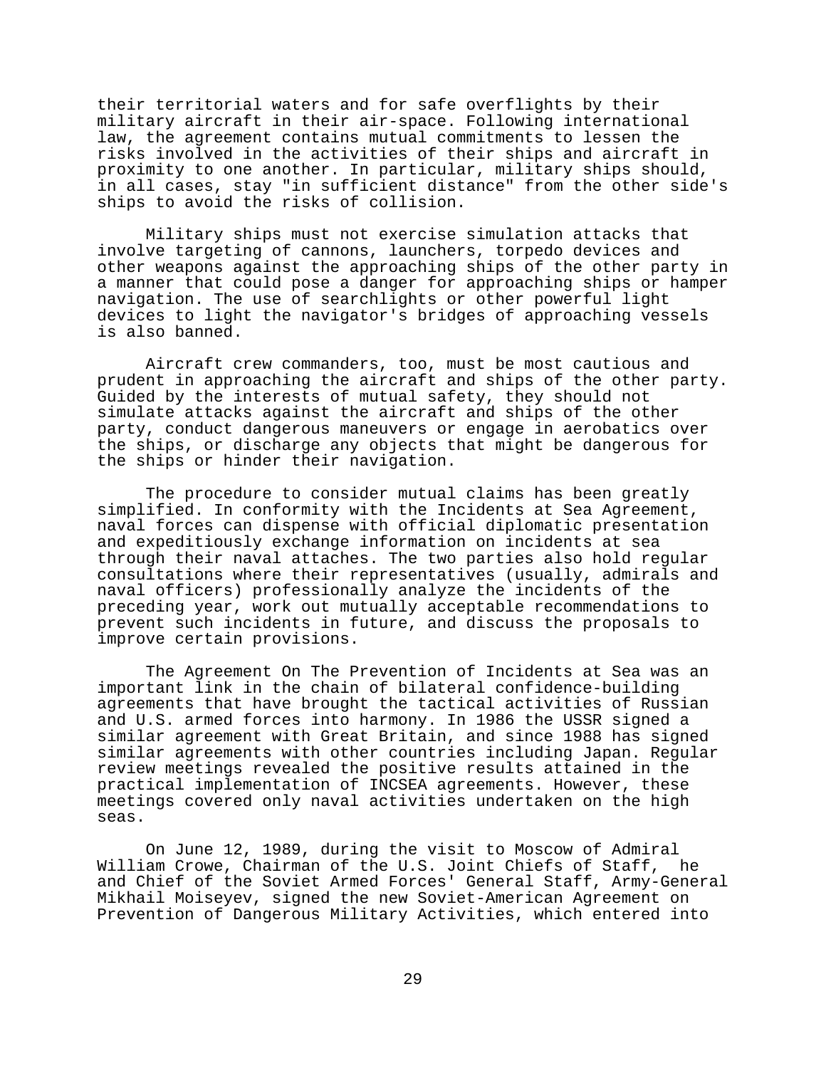their territorial waters and for safe overflights by their military aircraft in their air-space. Following international law, the agreement contains mutual commitments to lessen the risks involved in the activities of their ships and aircraft in proximity to one another. In particular, military ships should, in all cases, stay "in sufficient distance" from the other side's ships to avoid the risks of collision.

Military ships must not exercise simulation attacks that involve targeting of cannons, launchers, torpedo devices and other weapons against the approaching ships of the other party in a manner that could pose a danger for approaching ships or hamper navigation. The use of searchlights or other powerful light devices to light the navigator's bridges of approaching vessels is also banned.

Aircraft crew commanders, too, must be most cautious and prudent in approaching the aircraft and ships of the other party. Guided by the interests of mutual safety, they should not simulate attacks against the aircraft and ships of the other party, conduct dangerous maneuvers or engage in aerobatics over the ships, or discharge any objects that might be dangerous for the ships or hinder their navigation.

The procedure to consider mutual claims has been greatly simplified. In conformity with the Incidents at Sea Agreement, naval forces can dispense with official diplomatic presentation and expeditiously exchange information on incidents at sea through their naval attaches. The two parties also hold regular consultations where their representatives (usually, admirals and naval officers) professionally analyze the incidents of the preceding year, work out mutually acceptable recommendations to prevent such incidents in future, and discuss the proposals to improve certain provisions.

The Agreement On The Prevention of Incidents at Sea was an important link in the chain of bilateral confidence-building agreements that have brought the tactical activities of Russian and U.S. armed forces into harmony. In 1986 the USSR signed a similar agreement with Great Britain, and since 1988 has signed similar agreements with other countries including Japan. Regular review meetings revealed the positive results attained in the practical implementation of INCSEA agreements. However, these meetings covered only naval activities undertaken on the high seas.

On June 12, 1989, during the visit to Moscow of Admiral William Crowe, Chairman of the U.S. Joint Chiefs of Staff, he and Chief of the Soviet Armed Forces' General Staff, Army-General Mikhail Moiseyev, signed the new Soviet-American Agreement on Prevention of Dangerous Military Activities, which entered into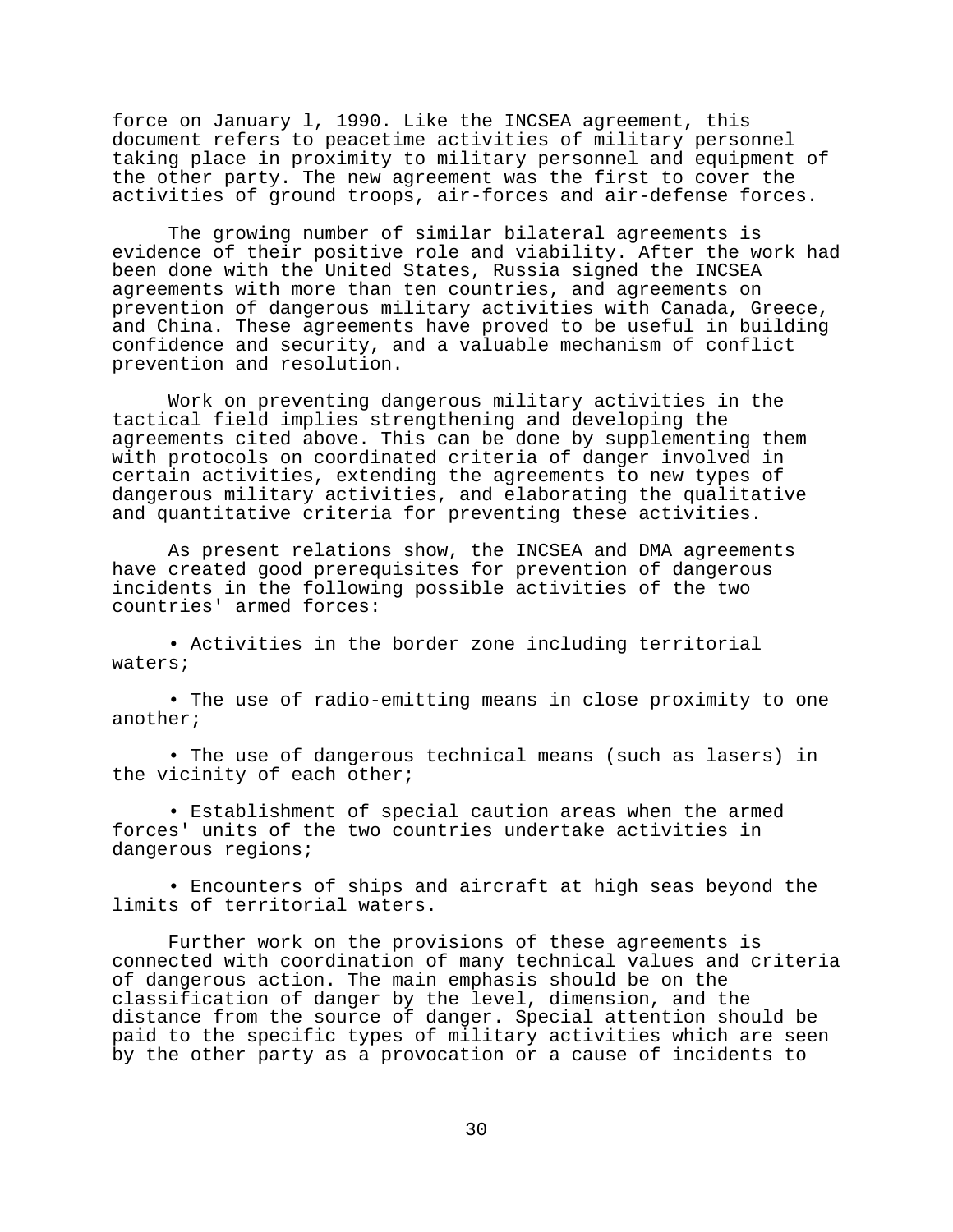force on January l, 1990. Like the INCSEA agreement, this document refers to peacetime activities of military personnel taking place in proximity to military personnel and equipment of the other party. The new agreement was the first to cover the activities of ground troops, air-forces and air-defense forces.

The growing number of similar bilateral agreements is evidence of their positive role and viability. After the work had been done with the United States, Russia signed the INCSEA agreements with more than ten countries, and agreements on prevention of dangerous military activities with Canada, Greece, and China. These agreements have proved to be useful in building confidence and security, and a valuable mechanism of conflict prevention and resolution.

Work on preventing dangerous military activities in the tactical field implies strengthening and developing the agreements cited above. This can be done by supplementing them with protocols on coordinated criteria of danger involved in certain activities, extending the agreements to new types of dangerous military activities, and elaborating the qualitative and quantitative criteria for preventing these activities.

As present relations show, the INCSEA and DMA agreements have created good prerequisites for prevention of dangerous incidents in the following possible activities of the two countries' armed forces:

- Activities in the border zone including territorial waters;

- The use of radio-emitting means in close proximity to one another;

- The use of dangerous technical means (such as lasers) in the vicinity of each other;

- Establishment of special caution areas when the armed forces' units of the two countries undertake activities in dangerous regions;

- Encounters of ships and aircraft at high seas beyond the limits of territorial waters.

Further work on the provisions of these agreements is connected with coordination of many technical values and criteria of dangerous action. The main emphasis should be on the classification of danger by the level, dimension, and the distance from the source of danger. Special attention should be paid to the specific types of military activities which are seen by the other party as a provocation or a cause of incidents to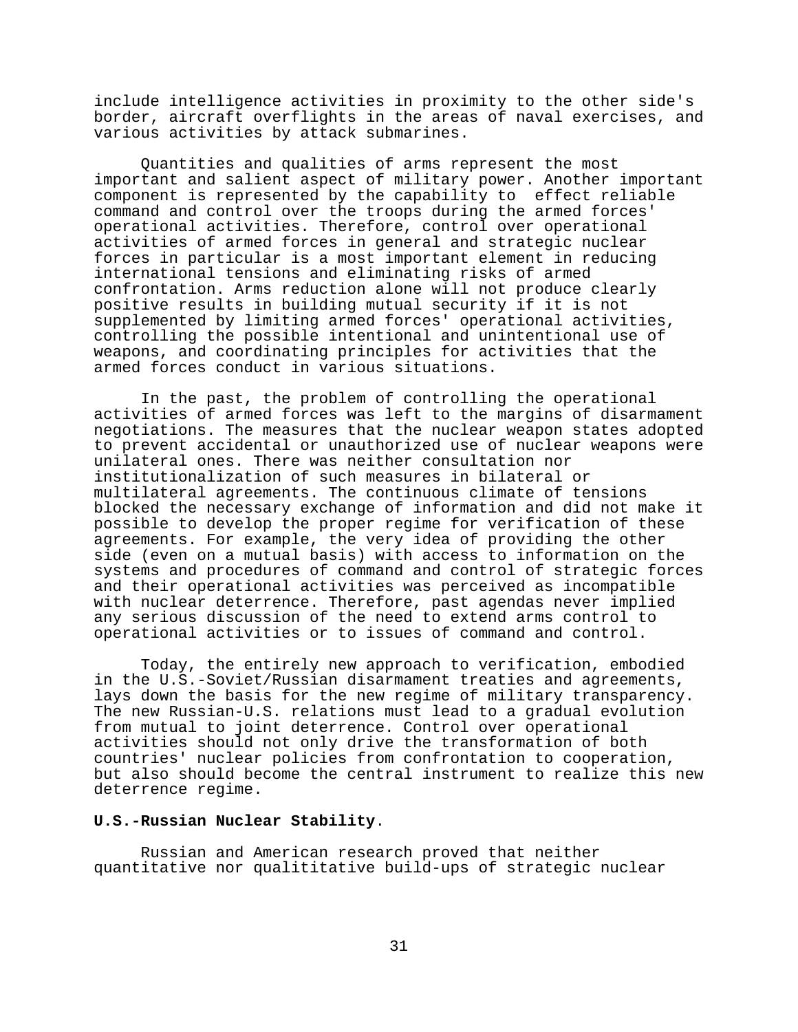include intelligence activities in proximity to the other side's border, aircraft overflights in the areas of naval exercises, and various activities by attack submarines.

Quantities and qualities of arms represent the most important and salient aspect of military power. Another important component is represented by the capability to effect reliable command and control over the troops during the armed forces' operational activities. Therefore, control over operational activities of armed forces in general and strategic nuclear forces in particular is a most important element in reducing international tensions and eliminating risks of armed confrontation. Arms reduction alone will not produce clearly positive results in building mutual security if it is not supplemented by limiting armed forces' operational activities, controlling the possible intentional and unintentional use of weapons, and coordinating principles for activities that the armed forces conduct in various situations.

In the past, the problem of controlling the operational activities of armed forces was left to the margins of disarmament negotiations. The measures that the nuclear weapon states adopted to prevent accidental or unauthorized use of nuclear weapons were unilateral ones. There was neither consultation nor institutionalization of such measures in bilateral or multilateral agreements. The continuous climate of tensions blocked the necessary exchange of information and did not make it possible to develop the proper regime for verification of these agreements. For example, the very idea of providing the other side (even on a mutual basis) with access to information on the systems and procedures of command and control of strategic forces and their operational activities was perceived as incompatible with nuclear deterrence. Therefore, past agendas never implied any serious discussion of the need to extend arms control to operational activities or to issues of command and control.

Today, the entirely new approach to verification, embodied in the U.S.-Soviet/Russian disarmament treaties and agreements, lays down the basis for the new regime of military transparency. The new Russian-U.S. relations must lead to a gradual evolution from mutual to joint deterrence. Control over operational activities should not only drive the transformation of both countries' nuclear policies from confrontation to cooperation, but also should become the central instrument to realize this new deterrence regime.

**U.S.-Russian Nuclear Stability**.

Russian and American research proved that neither quantitative nor qualititative build-ups of strategic nuclear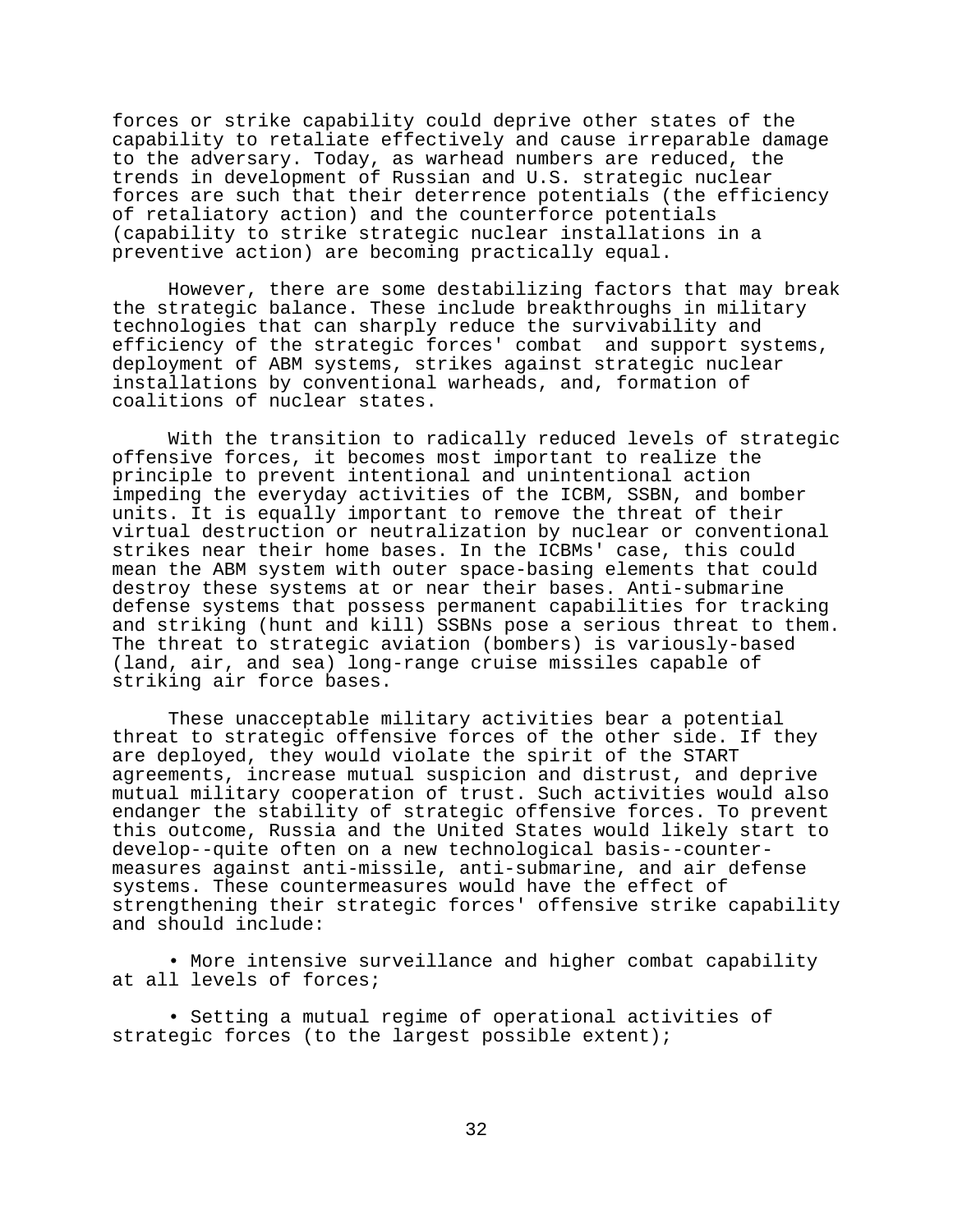forces or strike capability could deprive other states of the capability to retaliate effectively and cause irreparable damage to the adversary. Today, as warhead numbers are reduced, the trends in development of Russian and U.S. strategic nuclear forces are such that their deterrence potentials (the efficiency of retaliatory action) and the counterforce potentials (capability to strike strategic nuclear installations in a preventive action) are becoming practically equal.

However, there are some destabilizing factors that may break the strategic balance. These include breakthroughs in military technologies that can sharply reduce the survivability and efficiency of the strategic forces' combat and support systems, deployment of ABM systems, strikes against strategic nuclear installations by conventional warheads, and, formation of coalitions of nuclear states.

With the transition to radically reduced levels of strategic offensive forces, it becomes most important to realize the principle to prevent intentional and unintentional action impeding the everyday activities of the ICBM, SSBN, and bomber units. It is equally important to remove the threat of their virtual destruction or neutralization by nuclear or conventional strikes near their home bases. In the ICBMs' case, this could mean the ABM system with outer space-basing elements that could destroy these systems at or near their bases. Anti-submarine defense systems that possess permanent capabilities for tracking and striking (hunt and kill) SSBNs pose a serious threat to them. The threat to strategic aviation (bombers) is variously-based (land, air, and sea) long-range cruise missiles capable of striking air force bases.

These unacceptable military activities bear a potential threat to strategic offensive forces of the other side. If they are deployed, they would violate the spirit of the START agreements, increase mutual suspicion and distrust, and deprive mutual military cooperation of trust. Such activities would also endanger the stability of strategic offensive forces. To prevent this outcome, Russia and the United States would likely start to develop--quite often on a new technological basis--counter-measures against anti-missile, anti-submarine, and air defense systems. These countermeasures would have the effect of strengthening their strategic forces' offensive strike capability and should include:

- More intensive surveillance and higher combat capability at all levels of forces;

- Setting a mutual regime of operational activities of strategic forces (to the largest possible extent);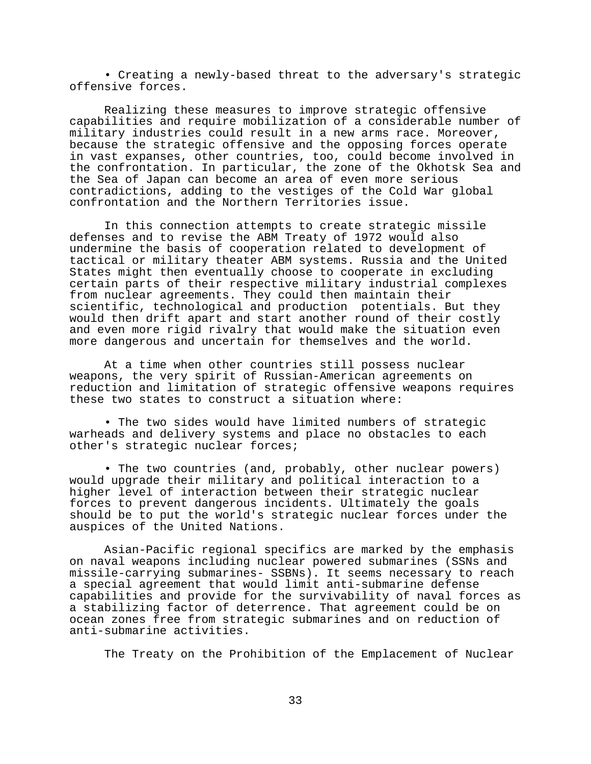• Creating a newly-based threat to the adversary's strategic offensive forces.

Realizing these measures to improve strategic offensive capabilities and require mobilization of a considerable number of military industries could result in a new arms race. Moreover, because the strategic offensive and the opposing forces operate in vast expanses, other countries, too, could become involved in the confrontation. In particular, the zone of the Okhotsk Sea and the Sea of Japan can become an area of even more serious contradictions, adding to the vestiges of the Cold War global confrontation and the Northern Territories issue.

In this connection attempts to create strategic missile defenses and to revise the ABM Treaty of 1972 would also undermine the basis of cooperation related to development of tactical or military theater ABM systems. Russia and the United States might then eventually choose to cooperate in excluding certain parts of their respective military industrial complexes from nuclear agreements. They could then maintain their scientific, technological and production potentials. But they would then drift apart and start another round of their costly and even more rigid rivalry that would make the situation even more dangerous and uncertain for themselves and the world.

At a time when other countries still possess nuclear weapons, the very spirit of Russian-American agreements on reduction and limitation of strategic offensive weapons requires these two states to construct a situation where:

• The two sides would have limited numbers of strategic warheads and delivery systems and place no obstacles to each other's strategic nuclear forces;

• The two countries (and, probably, other nuclear powers) would upgrade their military and political interaction to a higher level of interaction between their strategic nuclear forces to prevent dangerous incidents. Ultimately the goals should be to put the world's strategic nuclear forces under the auspices of the United Nations.

Asian-Pacific regional specifics are marked by the emphasis on naval weapons including nuclear powered submarines (SSNs and missile-carrying submarines- SSBNs). It seems necessary to reach a special agreement that would limit anti-submarine defense capabilities and provide for the survivability of naval forces as a stabilizing factor of deterrence. That agreement could be on ocean zones free from strategic submarines and on reduction of anti-submarine activities.

The Treaty on the Prohibition of the Emplacement of Nuclear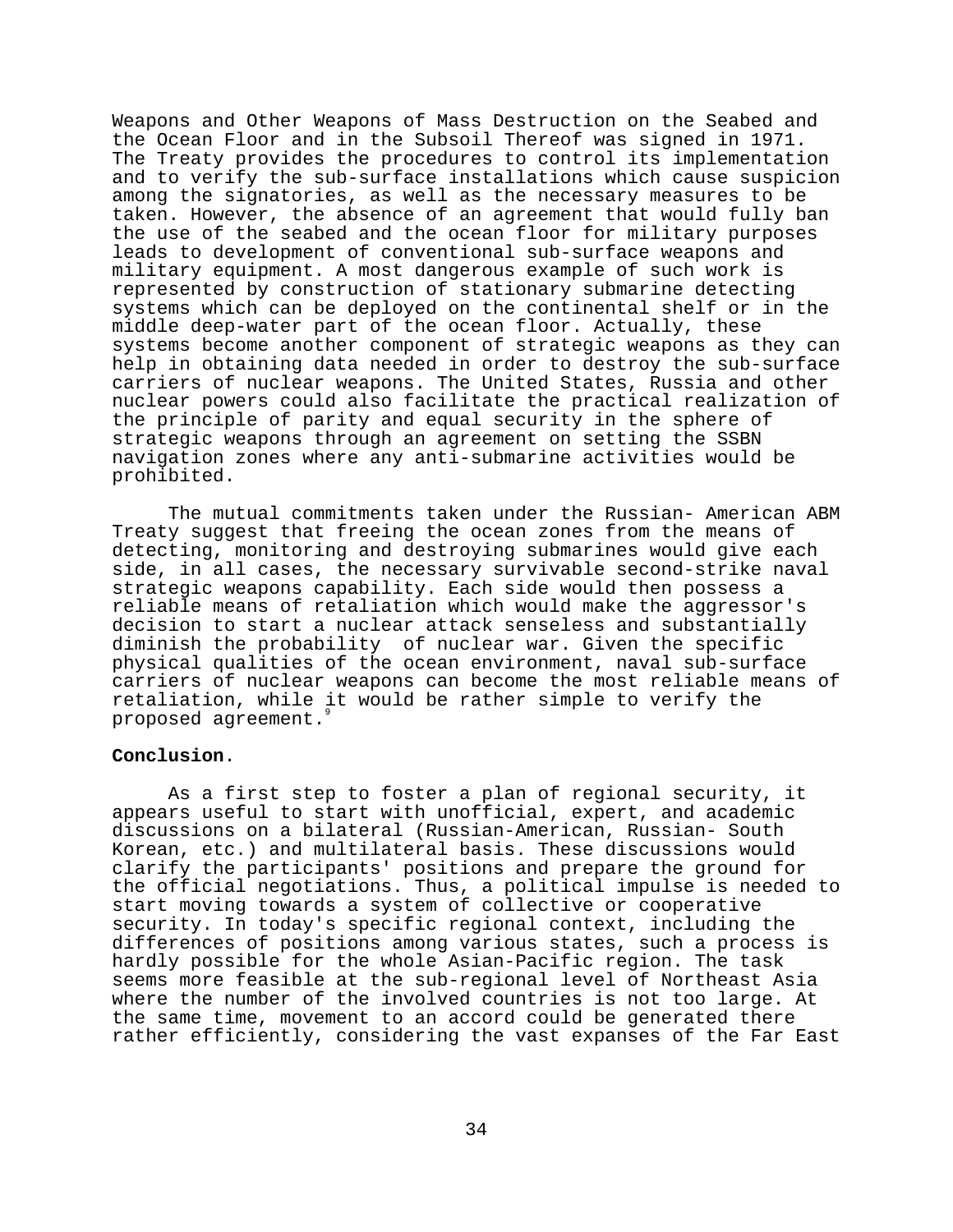Weapons and Other Weapons of Mass Destruction on the Seabed and the Ocean Floor and in the Subsoil Thereof was signed in 1971. The Treaty provides the procedures to control its implementation and to verify the sub-surface installations which cause suspicion among the signatories, as well as the necessary measures to be taken. However, the absence of an agreement that would fully ban the use of the seabed and the ocean floor for military purposes leads to development of conventional sub-surface weapons and military equipment. A most dangerous example of such work is represented by construction of stationary submarine detecting systems which can be deployed on the continental shelf or in the middle deep-water part of the ocean floor. Actually, these systems become another component of strategic weapons as they can help in obtaining data needed in order to destroy the sub-surface carriers of nuclear weapons. The United States, Russia and other nuclear powers could also facilitate the practical realization of the principle of parity and equal security in the sphere of strategic weapons through an agreement on setting the SSBN navigation zones where any anti-submarine activities would be prohibited.

The mutual commitments taken under the Russian- American ABM Treaty suggest that freeing the ocean zones from the means of detecting, monitoring and destroying submarines would give each side, in all cases, the necessary survivable second-strike naval strategic weapons capability. Each side would then possess a reliable means of retaliation which would make the aggressor's decision to start a nuclear attack senseless and substantially diminish the probability of nuclear war. Given the specific physical qualities of the ocean environment, naval sub-surface carriers of nuclear weapons can become the most reliable means of retaliation, while it would be rather simple to verify the proposed agreement.[9]

**Conclusion.**

As a first step to foster a plan of regional security, it appears useful to start with unofficial, expert, and academic discussions on a bilateral (Russian-American, Russian- South Korean, etc.) and multilateral basis. These discussions would clarify the participants' positions and prepare the ground for the official negotiations. Thus, a political impulse is needed to start moving towards a system of collective or cooperative security. In today's specific regional context, including the differences of positions among various states, such a process is hardly possible for the whole Asian-Pacific region. The task seems more feasible at the sub-regional level of Northeast Asia where the number of the involved countries is not too large. At the same time, movement to an accord could be generated there rather efficiently, considering the vast expanses of the Far East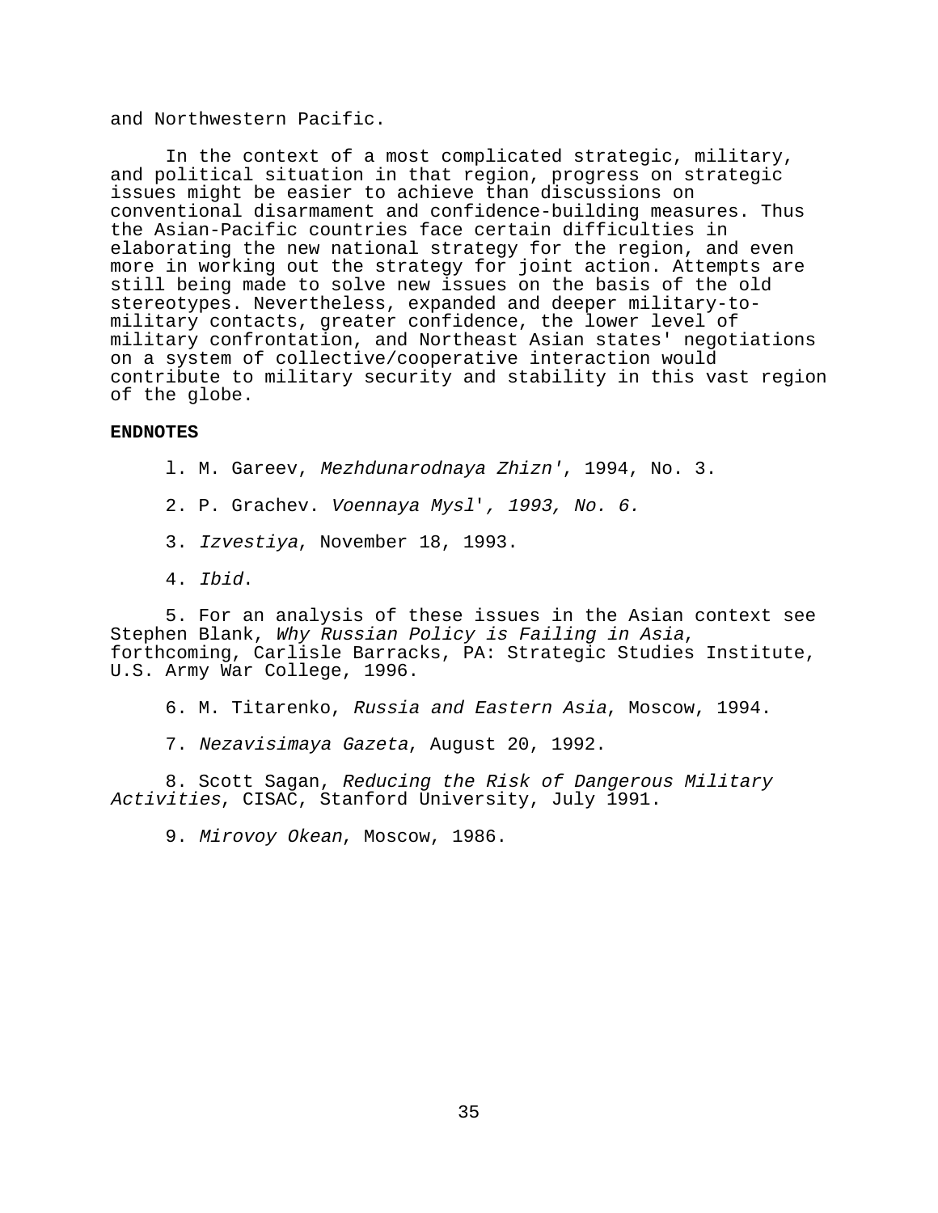and Northwestern Pacific.

In the context of a most complicated strategic, military, and political situation in that region, progress on strategic issues might be easier to achieve than discussions on conventional disarmament and confidence-building measures. Thus the Asian-Pacific countries face certain difficulties in elaborating the new national strategy for the region, and even more in working out the strategy for joint action. Attempts are still being made to solve new issues on the basis of the old stereotypes. Nevertheless, expanded and deeper military-to-military contacts, greater confidence, the lower level of military confrontation, and Northeast Asian states' negotiations on a system of collective/cooperative interaction would contribute to military security and stability in this vast region of the globe.

**ENDNOTES**

l. M. Gareev, *Mezhdunarodnaya Zhizn'*, 1994, No. 3.

2. P. Grachev. *Voennaya Mysl', 1993, No. 6.*

3. *Izvestiya*, November 18, 1993.

4. *Ibid*.

5. For an analysis of these issues in the Asian context see Stephen Blank, *Why Russian Policy is Failing in Asia*, forthcoming, Carlisle Barracks, PA: Strategic Studies Institute, U.S. Army War College, 1996.

6. M. Titarenko, *Russia and Eastern Asia*, Moscow, 1994.

7. *Nezavisimaya Gazeta*, August 20, 1992.

8. Scott Sagan, *Reducing the Risk of Dangerous Military Activities*, CISAC, Stanford University, July 1991.

9. *Mirovoy Okean*, Moscow, 1986.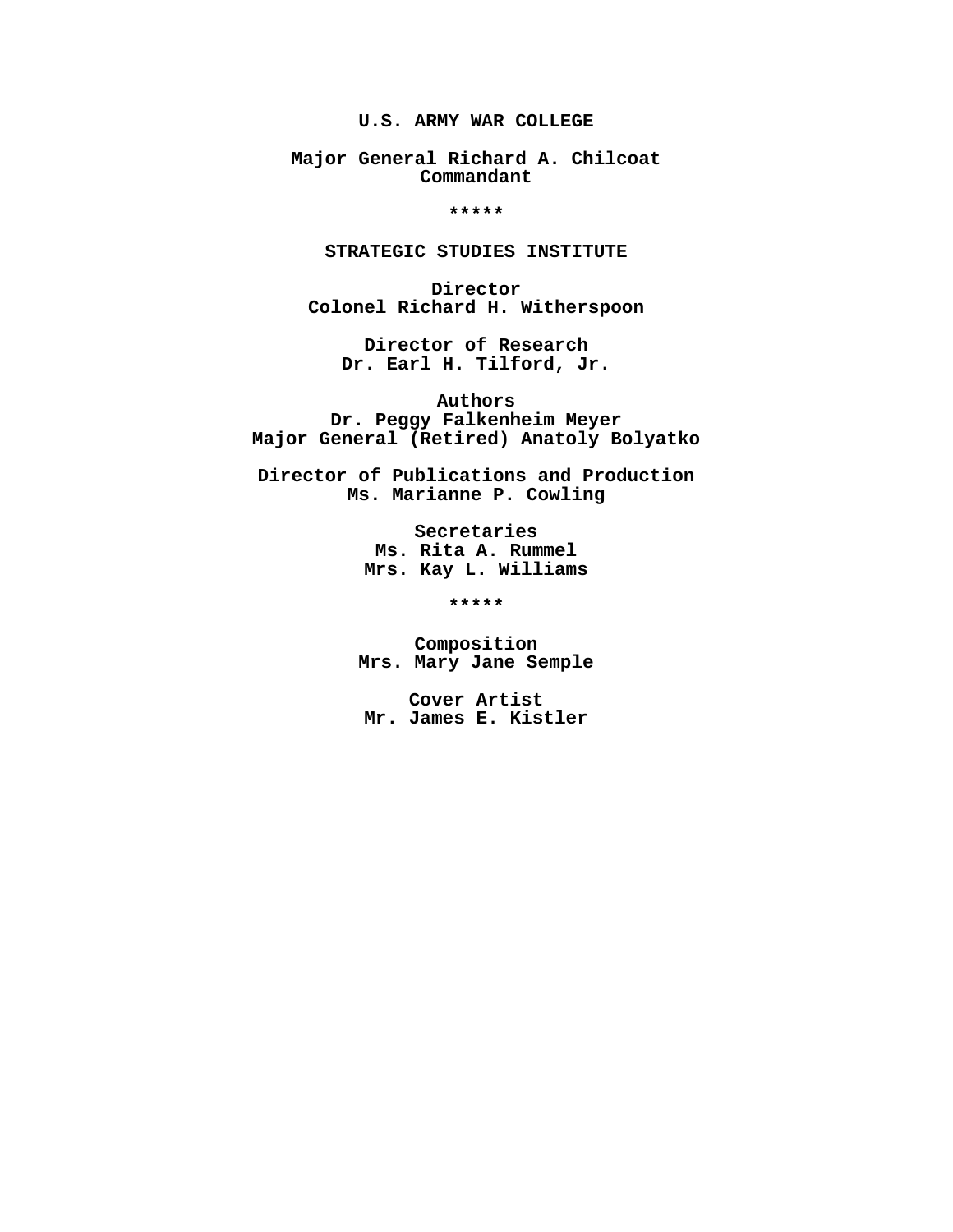**U.S. ARMY WAR COLLEGE**

**Major General Richard A. Chilcoat**
**Commandant**

**\*\*\*\*\***

**STRATEGIC STUDIES INSTITUTE**

**Director**
**Colonel Richard H. Witherspoon**

**Director of Research**
**Dr. Earl H. Tilford, Jr.**

**Authors**
**Dr. Peggy Falkenheim Meyer**
**Major General (Retired) Anatoly Bolyatko**

**Director of Publications and Production**
**Ms. Marianne P. Cowling**

**Secretaries**
**Ms. Rita A. Rummel**
**Mrs. Kay L. Williams**

**\*\*\*\*\***

**Composition**
**Mrs. Mary Jane Semple**

**Cover Artist**
**Mr. James E. Kistler**